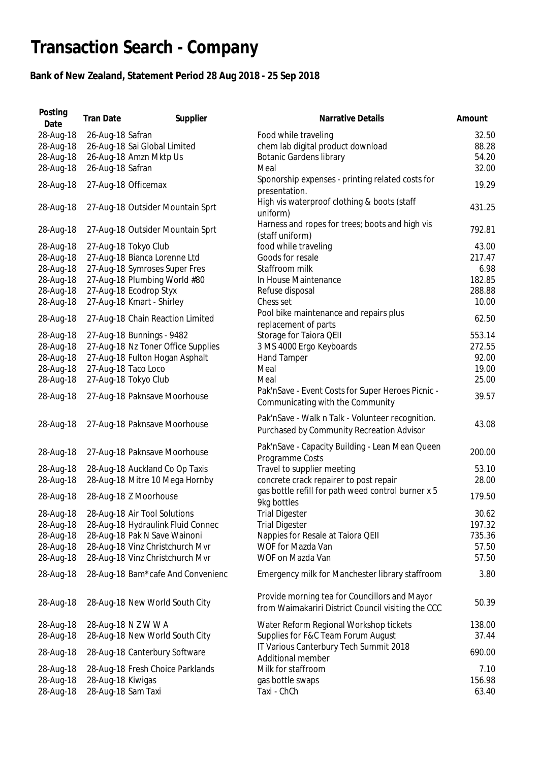# Transaction Search - Company

**Bank of New Zealand, Statement Period 28 Aug 2018 - 25 Sep 2018**

| Posting Date | Tran Date | Supplier | Narrative Details | Amount |
|---|---|---|---|---|
| 28-Aug-18 | 26-Aug-18 | Safran | Food while traveling | 32.50 |
| 28-Aug-18 | 26-Aug-18 | Sai Global Limited | chem lab digital product download | 88.28 |
| 28-Aug-18 | 26-Aug-18 | Amzn Mktp Us | Botanic Gardens library | 54.20 |
| 28-Aug-18 | 26-Aug-18 | Safran | Meal | 32.00 |
| 28-Aug-18 | 27-Aug-18 | Officemax | Sponorship expenses - printing related costs for presentation. | 19.29 |
| 28-Aug-18 | 27-Aug-18 | Outsider Mountain Sprt | High vis waterproof clothing & boots (staff uniform) | 431.25 |
| 28-Aug-18 | 27-Aug-18 | Outsider Mountain Sprt | Harness and ropes for trees; boots and high vis (staff uniform) | 792.81 |
| 28-Aug-18 | 27-Aug-18 | Tokyo Club | food while traveling | 43.00 |
| 28-Aug-18 | 27-Aug-18 | Bianca Lorenne Ltd | Goods for resale | 217.47 |
| 28-Aug-18 | 27-Aug-18 | Symroses Super Fres | Staffroom milk | 6.98 |
| 28-Aug-18 | 27-Aug-18 | Plumbing World #80 | In House Maintenance | 182.85 |
| 28-Aug-18 | 27-Aug-18 | Ecodrop Styx | Refuse disposal | 288.88 |
| 28-Aug-18 | 27-Aug-18 | Kmart - Shirley | Chess set | 10.00 |
| 28-Aug-18 | 27-Aug-18 | Chain Reaction Limited | Pool bike maintenance and repairs plus replacement of parts | 62.50 |
| 28-Aug-18 | 27-Aug-18 | Bunnings - 9482 | Storage for Taiora QEII | 553.14 |
| 28-Aug-18 | 27-Aug-18 | Nz Toner Office Supplies | 3 MS 4000 Ergo Keyboards | 272.55 |
| 28-Aug-18 | 27-Aug-18 | Fulton Hogan Asphalt | Hand Tamper | 92.00 |
| 28-Aug-18 | 27-Aug-18 | Taco Loco | Meal | 19.00 |
| 28-Aug-18 | 27-Aug-18 | Tokyo Club | Meal | 25.00 |
| 28-Aug-18 | 27-Aug-18 | Paknsave Moorhouse | Pak'nSave - Event Costs for Super Heroes Picnic - Communicating with the Community | 39.57 |
| 28-Aug-18 | 27-Aug-18 | Paknsave Moorhouse | Pak'nSave - Walk n Talk - Volunteer recognition. Purchased by Community Recreation Advisor | 43.08 |
| 28-Aug-18 | 27-Aug-18 | Paknsave Moorhouse | Pak'nSave - Capacity Building - Lean Mean Queen Programme Costs | 200.00 |
| 28-Aug-18 | 28-Aug-18 | Auckland Co Op Taxis | Travel to supplier meeting | 53.10 |
| 28-Aug-18 | 28-Aug-18 | Mitre 10 Mega Hornby | concrete crack repairer to post repair | 28.00 |
| 28-Aug-18 | 28-Aug-18 | Z Moorhouse | gas bottle refill for path weed control burner x 5 9kg bottles | 179.50 |
| 28-Aug-18 | 28-Aug-18 | Air Tool Solutions | Trial Digester | 30.62 |
| 28-Aug-18 | 28-Aug-18 | Hydraulink Fluid Connec | Trial Digester | 197.32 |
| 28-Aug-18 | 28-Aug-18 | Pak N Save Wainoni | Nappies for Resale at Taiora QEII | 735.36 |
| 28-Aug-18 | 28-Aug-18 | Vinz Christchurch Mvr | WOF for Mazda Van | 57.50 |
| 28-Aug-18 | 28-Aug-18 | Vinz Christchurch Mvr | WOF on Mazda Van | 57.50 |
| 28-Aug-18 | 28-Aug-18 | Bam*cafe And Convenienc | Emergency milk for Manchester library staffroom | 3.80 |
| 28-Aug-18 | 28-Aug-18 | New World South City | Provide morning tea for Councillors and Mayor from Waimakariri District Council visiting the CCC | 50.39 |
| 28-Aug-18 | 28-Aug-18 | N Z W W A | Water Reform Regional Workshop tickets | 138.00 |
| 28-Aug-18 | 28-Aug-18 | New World South City | Supplies for F&C Team Forum August | 37.44 |
| 28-Aug-18 | 28-Aug-18 | Canterbury Software | IT Various Canterbury Tech Summit 2018 Additional member | 690.00 |
| 28-Aug-18 | 28-Aug-18 | Fresh Choice Parklands | Milk for staffroom | 7.10 |
| 28-Aug-18 | 28-Aug-18 | Kiwigas | gas bottle swaps | 156.98 |
| 28-Aug-18 | 28-Aug-18 | Sam Taxi | Taxi - ChCh | 63.40 |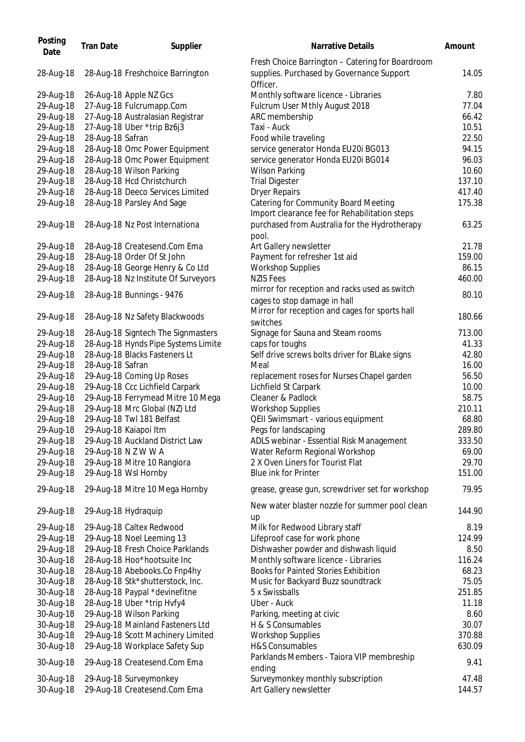| Posting Date | Tran Date | Supplier | Narrative Details | Amount |
|---|---|---|---|---|
| 28-Aug-18 | 28-Aug-18 | Freshchoice Barrington | Fresh Choice Barrington – Catering for Boardroom supplies. Purchased by Governance Support Officer. | 14.05 |
| 29-Aug-18 | 26-Aug-18 | Apple NZ Gcs | Monthly software licence - Libraries | 7.80 |
| 29-Aug-18 | 27-Aug-18 | Fulcrumapp.Com | Fulcrum User Mthly August 2018 | 77.04 |
| 29-Aug-18 | 27-Aug-18 | Australasian Registrar | ARC membership | 66.42 |
| 29-Aug-18 | 27-Aug-18 | Uber *trip Bz6j3 | Taxi - Auck | 10.51 |
| 29-Aug-18 | 28-Aug-18 | Safran | Food while traveling | 22.50 |
| 29-Aug-18 | 28-Aug-18 | Omc Power Equipment | service generator Honda EU20i BG013 | 94.15 |
| 29-Aug-18 | 28-Aug-18 | Omc Power Equipment | service generator Honda EU20i BG014 | 96.03 |
| 29-Aug-18 | 28-Aug-18 | Wilson Parking | Wilson Parking | 10.60 |
| 29-Aug-18 | 28-Aug-18 | Hcd Christchurch | Trial Digester | 137.10 |
| 29-Aug-18 | 28-Aug-18 | Deeco Services Limited | Dryer Repairs | 417.40 |
| 29-Aug-18 | 28-Aug-18 | Parsley And Sage | Catering for Community Board Meeting | 175.38 |
| 29-Aug-18 | 28-Aug-18 | Nz Post Internationa | Import clearance fee for Rehabilitation steps purchased from Australia for the Hydrotherapy pool. | 63.25 |
| 29-Aug-18 | 28-Aug-18 | Createsend.Com Ema | Art Gallery newsletter | 21.78 |
| 29-Aug-18 | 28-Aug-18 | Order Of St John | Payment for refresher 1st aid | 159.00 |
| 29-Aug-18 | 28-Aug-18 | George Henry & Co Ltd | Workshop Supplies | 86.15 |
| 29-Aug-18 | 28-Aug-18 | Nz Institute Of Surveyors | NZIS Fees | 460.00 |
| 29-Aug-18 | 28-Aug-18 | Bunnings - 9476 | mirror for reception and racks used as switch cages to stop damage in hall | 80.10 |
| 29-Aug-18 | 28-Aug-18 | Nz Safety Blackwoods | Mirror for reception and cages for sports hall switches | 180.66 |
| 29-Aug-18 | 28-Aug-18 | Signtech The Signmasters | Signage for Sauna and Steam rooms | 713.00 |
| 29-Aug-18 | 28-Aug-18 | Hynds Pipe Systems Limite | caps for toughs | 41.33 |
| 29-Aug-18 | 28-Aug-18 | Blacks Fasteners Lt | Self drive screws bolts driver for BLake signs | 42.80 |
| 29-Aug-18 | 28-Aug-18 | Safran | Meal | 16.00 |
| 29-Aug-18 | 29-Aug-18 | Coming Up Roses | replacement roses for Nurses Chapel garden | 56.50 |
| 29-Aug-18 | 29-Aug-18 | Ccc Lichfield Carpark | Lichfield St Carpark | 10.00 |
| 29-Aug-18 | 29-Aug-18 | Ferrymead Mitre 10 Mega | Cleaner & Padlock | 58.75 |
| 29-Aug-18 | 29-Aug-18 | Mrc Global (NZ) Ltd | Workshop Supplies | 210.11 |
| 29-Aug-18 | 29-Aug-18 | Twl 181 Belfast | QEII Swimsmart - various equipment | 68.80 |
| 29-Aug-18 | 29-Aug-18 | Kaiapoi Itm | Pegs for landscaping | 289.80 |
| 29-Aug-18 | 29-Aug-18 | Auckland District Law | ADLS webinar - Essential Risk Management | 333.50 |
| 29-Aug-18 | 29-Aug-18 | N Z W W A | Water Reform Regional Workshop | 69.00 |
| 29-Aug-18 | 29-Aug-18 | Mitre 10 Rangiora | 2 X Oven Liners for Tourist Flat | 29.70 |
| 29-Aug-18 | 29-Aug-18 | Wsl Hornby | Blue ink for Printer | 151.00 |
| 29-Aug-18 | 29-Aug-18 | Mitre 10 Mega Hornby | grease, grease gun, screwdriver set for workshop | 79.95 |
| 29-Aug-18 | 29-Aug-18 | Hydraquip | New water blaster nozzle for summer pool clean up | 144.90 |
| 29-Aug-18 | 29-Aug-18 | Caltex Redwood | Milk for Redwood Library staff | 8.19 |
| 29-Aug-18 | 29-Aug-18 | Noel Leeming 13 | Lifeproof case for work phone | 124.99 |
| 29-Aug-18 | 29-Aug-18 | Fresh Choice Parklands | Dishwasher powder and dishwash liquid | 8.50 |
| 30-Aug-18 | 28-Aug-18 | Hoo*hootsuite Inc | Monthly software licence - Libraries | 116.24 |
| 30-Aug-18 | 28-Aug-18 | Abebooks.Co Fnp4hy | Books for Painted Stories Exhibition | 68.23 |
| 30-Aug-18 | 28-Aug-18 | Stk*shutterstock, Inc. | Music for Backyard Buzz soundtrack | 75.05 |
| 30-Aug-18 | 28-Aug-18 | Paypal *devinefitne | 5 x Swissballs | 251.85 |
| 30-Aug-18 | 28-Aug-18 | Uber *trip Hvfy4 | Uber - Auck | 11.18 |
| 30-Aug-18 | 29-Aug-18 | Wilson Parking | Parking, meeting at civic | 8.60 |
| 30-Aug-18 | 29-Aug-18 | Mainland Fasteners Ltd | H & S Consumables | 30.07 |
| 30-Aug-18 | 29-Aug-18 | Scott Machinery Limited | Workshop Supplies | 370.88 |
| 30-Aug-18 | 29-Aug-18 | Workplace Safety Sup | H&S Consumables | 630.09 |
| 30-Aug-18 | 29-Aug-18 | Createsend.Com Ema | Parklands Members - Taiora VIP membreship ending | 9.41 |
| 30-Aug-18 | 29-Aug-18 | Surveymonkey | Surveymonkey monthly subscription | 47.48 |
| 30-Aug-18 | 29-Aug-18 | Createsend.Com Ema | Art Gallery newsletter | 144.57 |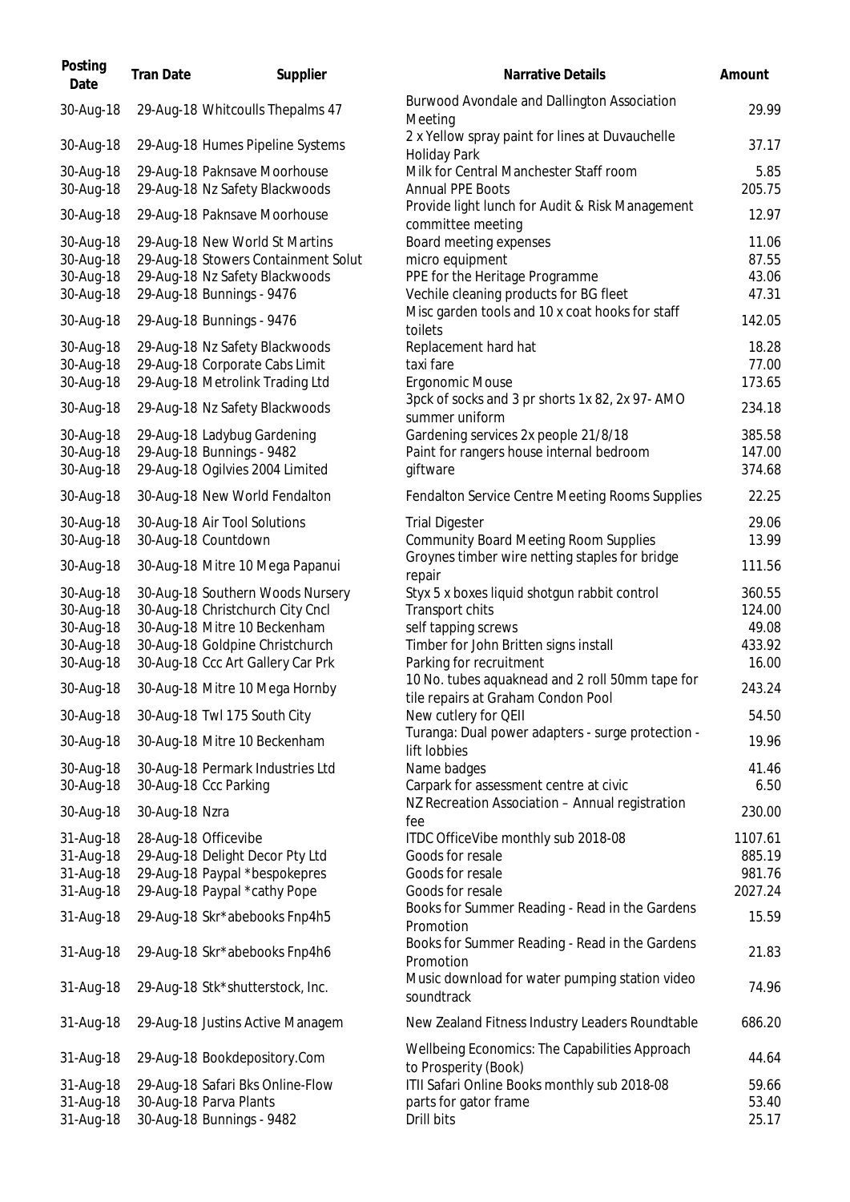| Posting Date | Tran Date | Supplier | Narrative Details | Amount |
|---|---|---|---|---|
| 30-Aug-18 | 29-Aug-18 | Whitcoulls Thepalms 47 | Burwood Avondale and Dallington Association Meeting | 29.99 |
| 30-Aug-18 | 29-Aug-18 | Humes Pipeline Systems | 2 x Yellow spray paint for lines at Duvauchelle Holiday Park | 37.17 |
| 30-Aug-18 | 29-Aug-18 | Paknsave Moorhouse | Milk for Central Manchester Staff room | 5.85 |
| 30-Aug-18 | 29-Aug-18 | Nz Safety Blackwoods | Annual PPE Boots | 205.75 |
| 30-Aug-18 | 29-Aug-18 | Paknsave Moorhouse | Provide light lunch for Audit & Risk Management committee meeting | 12.97 |
| 30-Aug-18 | 29-Aug-18 | New World St Martins | Board meeting expenses | 11.06 |
| 30-Aug-18 | 29-Aug-18 | Stowers Containment Solut | micro equipment | 87.55 |
| 30-Aug-18 | 29-Aug-18 | Nz Safety Blackwoods | PPE for the Heritage Programme | 43.06 |
| 30-Aug-18 | 29-Aug-18 | Bunnings - 9476 | Vechile cleaning products for BG fleet | 47.31 |
| 30-Aug-18 | 29-Aug-18 | Bunnings - 9476 | Misc garden tools and 10 x coat hooks for staff toilets | 142.05 |
| 30-Aug-18 | 29-Aug-18 | Nz Safety Blackwoods | Replacement hard hat | 18.28 |
| 30-Aug-18 | 29-Aug-18 | Corporate Cabs Limit | taxi fare | 77.00 |
| 30-Aug-18 | 29-Aug-18 | Metrolink Trading Ltd | Ergonomic Mouse | 173.65 |
| 30-Aug-18 | 29-Aug-18 | Nz Safety Blackwoods | 3pck of socks and 3 pr shorts 1x 82, 2x 97- AMO summer uniform | 234.18 |
| 30-Aug-18 | 29-Aug-18 | Ladybug Gardening | Gardening services 2x people 21/8/18 | 385.58 |
| 30-Aug-18 | 29-Aug-18 | Bunnings - 9482 | Paint for rangers house internal bedroom | 147.00 |
| 30-Aug-18 | 29-Aug-18 | Ogilvies 2004 Limited | giftware | 374.68 |
| 30-Aug-18 | 30-Aug-18 | New World Fendalton | Fendalton Service Centre Meeting Rooms Supplies | 22.25 |
| 30-Aug-18 | 30-Aug-18 | Air Tool Solutions | Trial Digester | 29.06 |
| 30-Aug-18 | 30-Aug-18 | Countdown | Community Board Meeting Room Supplies | 13.99 |
| 30-Aug-18 | 30-Aug-18 | Mitre 10 Mega Papanui | Groynes timber wire netting staples for bridge repair | 111.56 |
| 30-Aug-18 | 30-Aug-18 | Southern Woods Nursery | Styx 5 x boxes liquid shotgun rabbit control | 360.55 |
| 30-Aug-18 | 30-Aug-18 | Christchurch City Cncl | Transport chits | 124.00 |
| 30-Aug-18 | 30-Aug-18 | Mitre 10 Beckenham | self tapping screws | 49.08 |
| 30-Aug-18 | 30-Aug-18 | Goldpine Christchurch | Timber for John Britten signs install | 433.92 |
| 30-Aug-18 | 30-Aug-18 | Ccc Art Gallery Car Prk | Parking for recruitment | 16.00 |
| 30-Aug-18 | 30-Aug-18 | Mitre 10 Mega Hornby | 10 No. tubes aquaknead and 2 roll 50mm tape for tile repairs at Graham Condon Pool | 243.24 |
| 30-Aug-18 | 30-Aug-18 | Twl 175 South City | New cutlery for QEII | 54.50 |
| 30-Aug-18 | 30-Aug-18 | Mitre 10 Beckenham | Turanga: Dual power adapters - surge protection - lift lobbies | 19.96 |
| 30-Aug-18 | 30-Aug-18 | Permark Industries Ltd | Name badges | 41.46 |
| 30-Aug-18 | 30-Aug-18 | Ccc Parking | Carpark for assessment centre at civic | 6.50 |
| 30-Aug-18 | 30-Aug-18 | Nzra | NZ Recreation Association – Annual registration fee | 230.00 |
| 31-Aug-18 | 28-Aug-18 | Officevibe | ITDC OfficeVibe monthly sub 2018-08 | 1107.61 |
| 31-Aug-18 | 29-Aug-18 | Delight Decor Pty Ltd | Goods for resale | 885.19 |
| 31-Aug-18 | 29-Aug-18 | Paypal *bespokepres | Goods for resale | 981.76 |
| 31-Aug-18 | 29-Aug-18 | Paypal *cathy Pope | Goods for resale | 2027.24 |
| 31-Aug-18 | 29-Aug-18 | Skr*abebooks Fnp4h5 | Books for Summer Reading - Read in the Gardens Promotion | 15.59 |
| 31-Aug-18 | 29-Aug-18 | Skr*abebooks Fnp4h6 | Books for Summer Reading - Read in the Gardens Promotion | 21.83 |
| 31-Aug-18 | 29-Aug-18 | Stk*shutterstock, Inc. | Music download for water pumping station video soundtrack | 74.96 |
| 31-Aug-18 | 29-Aug-18 | Justins Active Managem | New Zealand Fitness Industry Leaders Roundtable | 686.20 |
| 31-Aug-18 | 29-Aug-18 | Bookdepository.Com | Wellbeing Economics: The Capabilities Approach to Prosperity (Book) | 44.64 |
| 31-Aug-18 | 29-Aug-18 | Safari Bks Online-Flow | ITII Safari Online Books monthly sub 2018-08 | 59.66 |
| 31-Aug-18 | 30-Aug-18 | Parva Plants | parts for gator frame | 53.40 |
| 31-Aug-18 | 30-Aug-18 | Bunnings - 9482 | Drill bits | 25.17 |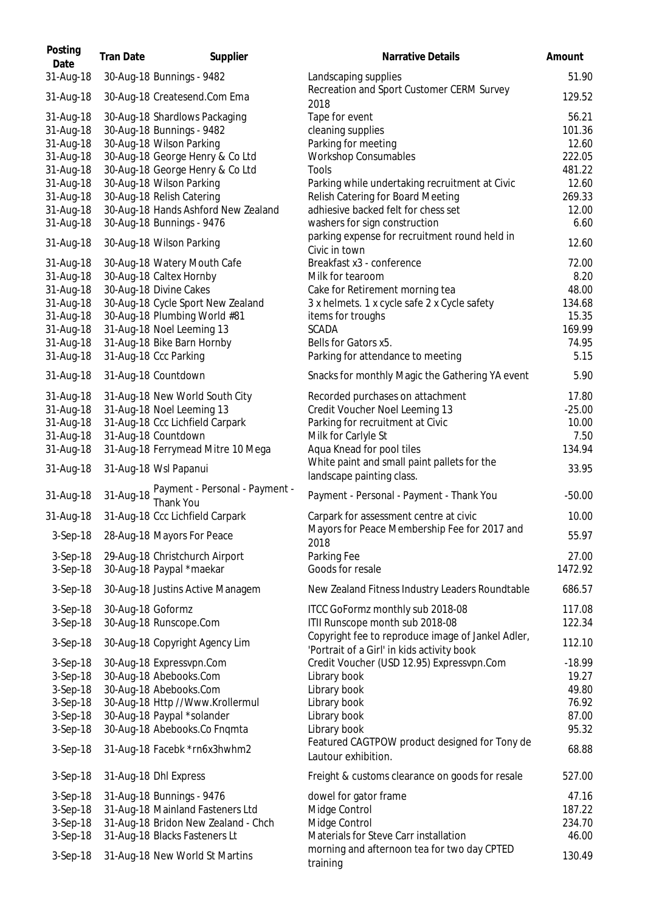| Posting Date | Tran Date | Supplier | Narrative Details | Amount |
|---|---|---|---|---|
| 31-Aug-18 | 30-Aug-18 | Bunnings - 9482 | Landscaping supplies | 51.90 |
| 31-Aug-18 | 30-Aug-18 | Createsend.Com Ema | Recreation and Sport Customer CERM Survey 2018 | 129.52 |
| 31-Aug-18 | 30-Aug-18 | Shardlows Packaging | Tape for event | 56.21 |
| 31-Aug-18 | 30-Aug-18 | Bunnings - 9482 | cleaning supplies | 101.36 |
| 31-Aug-18 | 30-Aug-18 | Wilson Parking | Parking for meeting | 12.60 |
| 31-Aug-18 | 30-Aug-18 | George Henry & Co Ltd | Workshop Consumables | 222.05 |
| 31-Aug-18 | 30-Aug-18 | George Henry & Co Ltd | Tools | 481.22 |
| 31-Aug-18 | 30-Aug-18 | Wilson Parking | Parking while undertaking recruitment at Civic | 12.60 |
| 31-Aug-18 | 30-Aug-18 | Relish Catering | Relish Catering for Board Meeting | 269.33 |
| 31-Aug-18 | 30-Aug-18 | Hands Ashford New Zealand | adhiesive backed felt for chess set | 12.00 |
| 31-Aug-18 | 30-Aug-18 | Bunnings - 9476 | washers for sign construction | 6.60 |
| 31-Aug-18 | 30-Aug-18 | Wilson Parking | parking expense for recruitment round held in Civic in town | 12.60 |
| 31-Aug-18 | 30-Aug-18 | Watery Mouth Cafe | Breakfast x3 - conference | 72.00 |
| 31-Aug-18 | 30-Aug-18 | Caltex Hornby | Milk for tearoom | 8.20 |
| 31-Aug-18 | 30-Aug-18 | Divine Cakes | Cake for Retirement morning tea | 48.00 |
| 31-Aug-18 | 30-Aug-18 | Cycle Sport New Zealand | 3 x helmets. 1 x cycle safe 2 x Cycle safety | 134.68 |
| 31-Aug-18 | 30-Aug-18 | Plumbing World #81 | items for troughs | 15.35 |
| 31-Aug-18 | 31-Aug-18 | Noel Leeming 13 | SCADA | 169.99 |
| 31-Aug-18 | 31-Aug-18 | Bike Barn Hornby | Bells for Gators x5. | 74.95 |
| 31-Aug-18 | 31-Aug-18 | Ccc Parking | Parking for attendance to meeting | 5.15 |
| 31-Aug-18 | 31-Aug-18 | Countdown | Snacks for monthly Magic the Gathering YA event | 5.90 |
| 31-Aug-18 | 31-Aug-18 | New World South City | Recorded purchases on attachment | 17.80 |
| 31-Aug-18 | 31-Aug-18 | Noel Leeming 13 | Credit Voucher Noel Leeming 13 | -25.00 |
| 31-Aug-18 | 31-Aug-18 | Ccc Lichfield Carpark | Parking for recruitment at Civic | 10.00 |
| 31-Aug-18 | 31-Aug-18 | Countdown | Milk for Carlyle St | 7.50 |
| 31-Aug-18 | 31-Aug-18 | Ferrymead Mitre 10 Mega | Aqua Knead for pool tiles | 134.94 |
| 31-Aug-18 | 31-Aug-18 | Wsl Papanui | White paint and small paint pallets for the landscape painting class. | 33.95 |
| 31-Aug-18 | 31-Aug-18 | Payment - Personal - Payment - Thank You | Payment - Personal - Payment - Thank You | -50.00 |
| 31-Aug-18 | 31-Aug-18 | Ccc Lichfield Carpark | Carpark for assessment centre at civic | 10.00 |
| 3-Sep-18 | 28-Aug-18 | Mayors For Peace | Mayors for Peace Membership Fee for 2017 and 2018 | 55.97 |
| 3-Sep-18 | 29-Aug-18 | Christchurch Airport | Parking Fee | 27.00 |
| 3-Sep-18 | 30-Aug-18 | Paypal *maekar | Goods for resale | 1472.92 |
| 3-Sep-18 | 30-Aug-18 | Justins Active Managem | New Zealand Fitness Industry Leaders Roundtable | 686.57 |
| 3-Sep-18 | 30-Aug-18 | Goformz | ITCC GoFormz monthly sub 2018-08 | 117.08 |
| 3-Sep-18 | 30-Aug-18 | Runscope.Com | ITII Runscope month sub 2018-08 | 122.34 |
| 3-Sep-18 | 30-Aug-18 | Copyright Agency Lim | Copyright fee to reproduce image of Jankel Adler, 'Portrait of a Girl' in kids activity book | 112.10 |
| 3-Sep-18 | 30-Aug-18 | Expressvpn.Com | Credit Voucher (USD 12.95) Expressvpn.Com | -18.99 |
| 3-Sep-18 | 30-Aug-18 | Abebooks.Com | Library book | 19.27 |
| 3-Sep-18 | 30-Aug-18 | Abebooks.Com | Library book | 49.80 |
| 3-Sep-18 | 30-Aug-18 | Http //Www.Krollermul | Library book | 76.92 |
| 3-Sep-18 | 30-Aug-18 | Paypal *solander | Library book | 87.00 |
| 3-Sep-18 | 30-Aug-18 | Abebooks.Co Fnqmta | Library book | 95.32 |
| 3-Sep-18 | 31-Aug-18 | Facebk *rn6x3hwhm2 | Featured CAGTPOW product designed for Tony de Lautour exhibition. | 68.88 |
| 3-Sep-18 | 31-Aug-18 | Dhl Express | Freight & customs clearance on goods for resale | 527.00 |
| 3-Sep-18 | 31-Aug-18 | Bunnings - 9476 | dowel for gator frame | 47.16 |
| 3-Sep-18 | 31-Aug-18 | Mainland Fasteners Ltd | Midge Control | 187.22 |
| 3-Sep-18 | 31-Aug-18 | Bridon New Zealand - Chch | Midge Control | 234.70 |
| 3-Sep-18 | 31-Aug-18 | Blacks Fasteners Lt | Materials for Steve Carr installation | 46.00 |
| 3-Sep-18 | 31-Aug-18 | New World St Martins | morning and afternoon tea for two day CPTED training | 130.49 |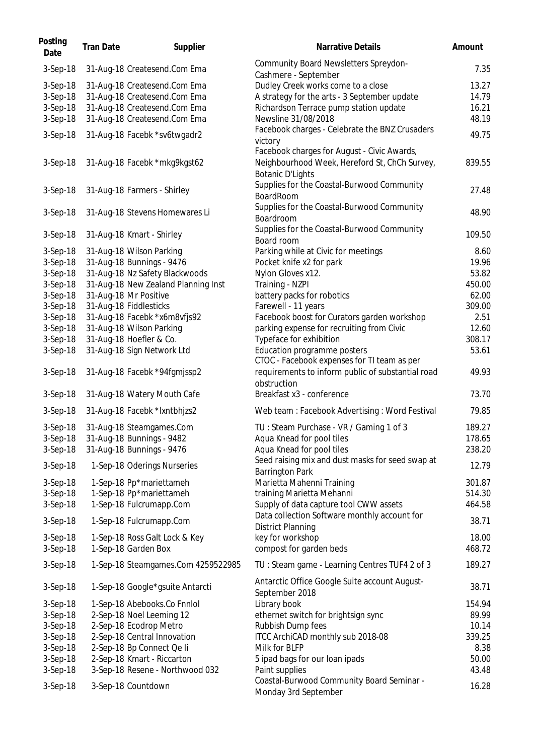| Posting Date | Tran Date | Supplier | Narrative Details | Amount |
|---|---|---|---|---|
| 3-Sep-18 | 31-Aug-18 | Createsend.Com Ema | Community Board Newsletters Spreydon-Cashmere - September | 7.35 |
| 3-Sep-18 | 31-Aug-18 | Createsend.Com Ema | Dudley Creek works come to a close | 13.27 |
| 3-Sep-18 | 31-Aug-18 | Createsend.Com Ema | A strategy for the arts - 3 September update | 14.79 |
| 3-Sep-18 | 31-Aug-18 | Createsend.Com Ema | Richardson Terrace pump station update | 16.21 |
| 3-Sep-18 | 31-Aug-18 | Createsend.Com Ema | Newsline 31/08/2018 | 48.19 |
| 3-Sep-18 | 31-Aug-18 | Facebk *sv6twgadr2 | Facebook charges - Celebrate the BNZ Crusaders victory | 49.75 |
| 3-Sep-18 | 31-Aug-18 | Facebk *mkg9kgst62 | Facebook charges for August - Civic Awards, Neighbourhood Week, Hereford St, ChCh Survey, Botanic D'Lights | 839.55 |
| 3-Sep-18 | 31-Aug-18 | Farmers - Shirley | Supplies for the Coastal-Burwood Community BoardRoom | 27.48 |
| 3-Sep-18 | 31-Aug-18 | Stevens Homewares Li | Supplies for the Coastal-Burwood Community Boardroom | 48.90 |
| 3-Sep-18 | 31-Aug-18 | Kmart - Shirley | Supplies for the Coastal-Burwood Community Board room | 109.50 |
| 3-Sep-18 | 31-Aug-18 | Wilson Parking | Parking while at Civic for meetings | 8.60 |
| 3-Sep-18 | 31-Aug-18 | Bunnings - 9476 | Pocket knife x2 for park | 19.96 |
| 3-Sep-18 | 31-Aug-18 | Nz Safety Blackwoods | Nylon Gloves x12. | 53.82 |
| 3-Sep-18 | 31-Aug-18 | New Zealand Planning Inst | Training - NZPI | 450.00 |
| 3-Sep-18 | 31-Aug-18 | Mr Positive | battery packs for robotics | 62.00 |
| 3-Sep-18 | 31-Aug-18 | Fiddlesticks | Farewell - 11 years | 309.00 |
| 3-Sep-18 | 31-Aug-18 | Facebk *x6m8vfjs92 | Facebook boost for Curators garden workshop | 2.51 |
| 3-Sep-18 | 31-Aug-18 | Wilson Parking | parking expense for recruiting from Civic | 12.60 |
| 3-Sep-18 | 31-Aug-18 | Hoefler & Co. | Typeface for exhibition | 308.17 |
| 3-Sep-18 | 31-Aug-18 | Sign Network Ltd | Education programme posters | 53.61 |
| 3-Sep-18 | 31-Aug-18 | Facebk *94fgmjssp2 | CTOC - Facebook expenses for TI team as per requirements to inform public of substantial road obstruction | 49.93 |
| 3-Sep-18 | 31-Aug-18 | Watery Mouth Cafe | Breakfast x3 - conference | 73.70 |
| 3-Sep-18 | 31-Aug-18 | Facebk *lxntbhjzs2 | Web team : Facebook Advertising : Word Festival | 79.85 |
| 3-Sep-18 | 31-Aug-18 | Steamgames.Com | TU : Steam Purchase - VR / Gaming 1 of 3 | 189.27 |
| 3-Sep-18 | 31-Aug-18 | Bunnings - 9482 | Aqua Knead for pool tiles | 178.65 |
| 3-Sep-18 | 31-Aug-18 | Bunnings - 9476 | Aqua Knead for pool tiles | 238.20 |
| 3-Sep-18 | 1-Sep-18 | Oderings Nurseries | Seed raising mix and dust masks for seed swap at Barrington Park | 12.79 |
| 3-Sep-18 | 1-Sep-18 | Pp*mariettameh | Marietta Mahenni Training | 301.87 |
| 3-Sep-18 | 1-Sep-18 | Pp*mariettameh | training Marietta Mehanni | 514.30 |
| 3-Sep-18 | 1-Sep-18 | Fulcrumapp.Com | Supply of data capture tool CWW assets | 464.58 |
| 3-Sep-18 | 1-Sep-18 | Fulcrumapp.Com | Data collection Software monthly account for District Planning | 38.71 |
| 3-Sep-18 | 1-Sep-18 | Ross Galt Lock & Key | key for workshop | 18.00 |
| 3-Sep-18 | 1-Sep-18 | Garden Box | compost for garden beds | 468.72 |
| 3-Sep-18 | 1-Sep-18 | Steamgames.Com 4259522985 | TU : Steam game - Learning Centres TUF4 2 of 3 | 189.27 |
| 3-Sep-18 | 1-Sep-18 | Google*gsuite Antarcti | Antarctic Office Google Suite account August-September 2018 | 38.71 |
| 3-Sep-18 | 1-Sep-18 | Abebooks.Co Fnnlol | Library book | 154.94 |
| 3-Sep-18 | 2-Sep-18 | Noel Leeming 12 | ethernet switch for brightsign sync | 89.99 |
| 3-Sep-18 | 2-Sep-18 | Ecodrop Metro | Rubbish Dump fees | 10.14 |
| 3-Sep-18 | 2-Sep-18 | Central Innovation | ITCC ArchiCAD monthly sub 2018-08 | 339.25 |
| 3-Sep-18 | 2-Sep-18 | Bp Connect Qe Ii | Milk for BLFP | 8.38 |
| 3-Sep-18 | 2-Sep-18 | Kmart - Riccarton | 5 ipad bags for our loan ipads | 50.00 |
| 3-Sep-18 | 3-Sep-18 | Resene - Northwood 032 | Paint supplies | 43.48 |
| 3-Sep-18 | 3-Sep-18 | Countdown | Coastal-Burwood Community Board Seminar - Monday 3rd September | 16.28 |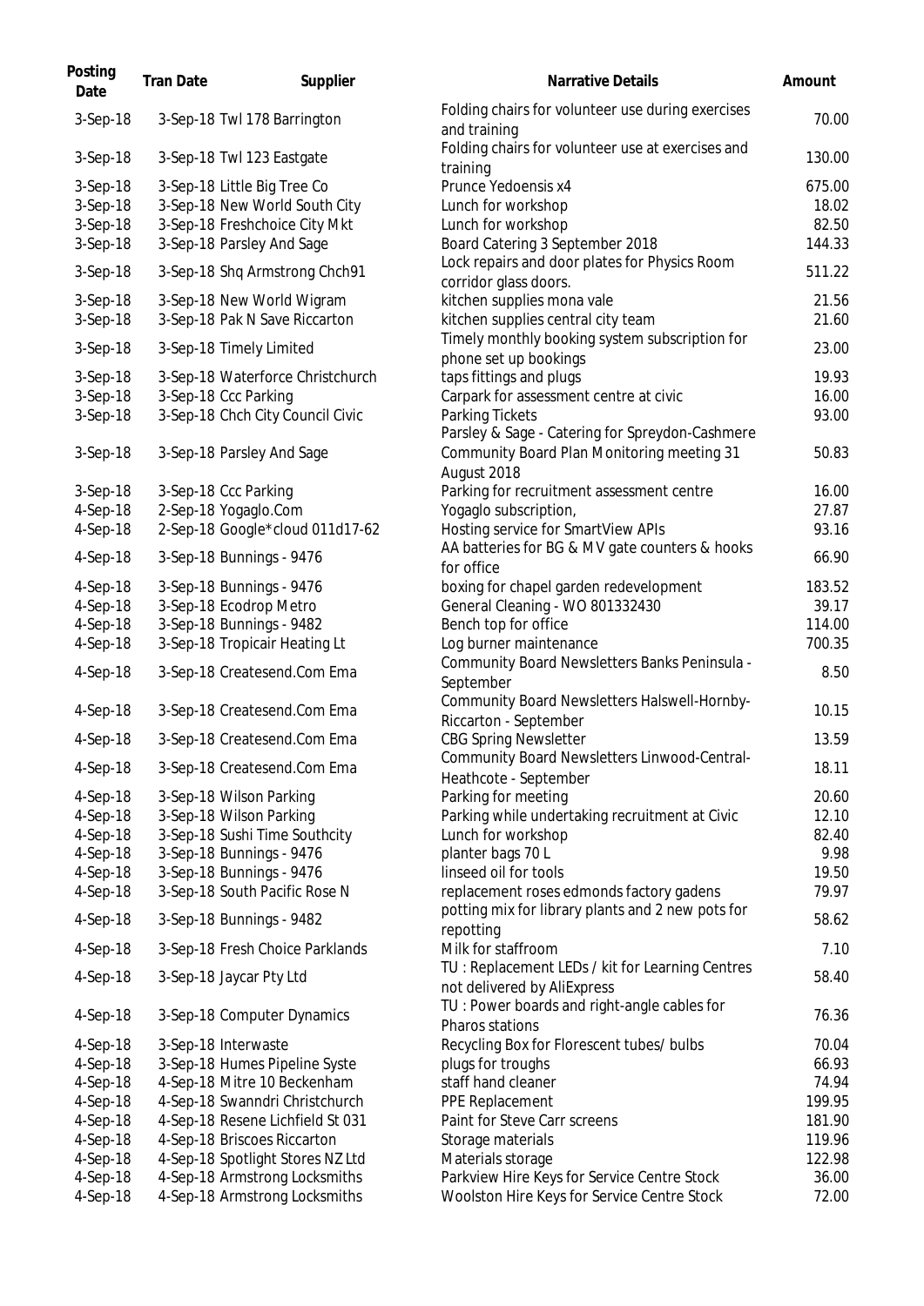| Posting Date | Tran Date | Supplier | Narrative Details | Amount |
|---|---|---|---|---|
| 3-Sep-18 | 3-Sep-18 | Twl 178 Barrington | Folding chairs for volunteer use during exercises and training | 70.00 |
| 3-Sep-18 | 3-Sep-18 | Twl 123 Eastgate | Folding chairs for volunteer use at exercises and training | 130.00 |
| 3-Sep-18 | 3-Sep-18 | Little Big Tree Co | Prunce Yedoensis x4 | 675.00 |
| 3-Sep-18 | 3-Sep-18 | New World South City | Lunch for workshop | 18.02 |
| 3-Sep-18 | 3-Sep-18 | Freshchoice City Mkt | Lunch for workshop | 82.50 |
| 3-Sep-18 | 3-Sep-18 | Parsley And Sage | Board Catering 3 September 2018 | 144.33 |
| 3-Sep-18 | 3-Sep-18 | Shq Armstrong Chch91 | Lock repairs and door plates for Physics Room corridor glass doors. | 511.22 |
| 3-Sep-18 | 3-Sep-18 | New World Wigram | kitchen supplies mona vale | 21.56 |
| 3-Sep-18 | 3-Sep-18 | Pak N Save Riccarton | kitchen supplies central city team | 21.60 |
| 3-Sep-18 | 3-Sep-18 | Timely Limited | Timely monthly booking system subscription for phone set up bookings | 23.00 |
| 3-Sep-18 | 3-Sep-18 | Waterforce Christchurch | taps fittings and plugs | 19.93 |
| 3-Sep-18 | 3-Sep-18 | Ccc Parking | Carpark for assessment centre at civic | 16.00 |
| 3-Sep-18 | 3-Sep-18 | Chch City Council Civic | Parking Tickets | 93.00 |
| 3-Sep-18 | 3-Sep-18 | Parsley And Sage | Parsley & Sage - Catering for Spreydon-Cashmere Community Board Plan Monitoring meeting 31 August 2018 | 50.83 |
| 3-Sep-18 | 3-Sep-18 | Ccc Parking | Parking for recruitment assessment centre | 16.00 |
| 4-Sep-18 | 2-Sep-18 | Yogaglo.Com | Yogaglo subscription, | 27.87 |
| 4-Sep-18 | 2-Sep-18 | Google*cloud 011d17-62 | Hosting service for SmartView APIs | 93.16 |
| 4-Sep-18 | 3-Sep-18 | Bunnings - 9476 | AA batteries for BG & MV gate counters & hooks for office | 66.90 |
| 4-Sep-18 | 3-Sep-18 | Bunnings - 9476 | boxing for chapel garden redevelopment | 183.52 |
| 4-Sep-18 | 3-Sep-18 | Ecodrop Metro | General Cleaning - WO 801332430 | 39.17 |
| 4-Sep-18 | 3-Sep-18 | Bunnings - 9482 | Bench top for office | 114.00 |
| 4-Sep-18 | 3-Sep-18 | Tropicair Heating Lt | Log burner maintenance | 700.35 |
| 4-Sep-18 | 3-Sep-18 | Createsend.Com Ema | Community Board Newsletters Banks Peninsula - September | 8.50 |
| 4-Sep-18 | 3-Sep-18 | Createsend.Com Ema | Community Board Newsletters Halswell-Hornby-Riccarton - September | 10.15 |
| 4-Sep-18 | 3-Sep-18 | Createsend.Com Ema | CBG Spring Newsletter | 13.59 |
| 4-Sep-18 | 3-Sep-18 | Createsend.Com Ema | Community Board Newsletters Linwood-Central-Heathcote - September | 18.11 |
| 4-Sep-18 | 3-Sep-18 | Wilson Parking | Parking for meeting | 20.60 |
| 4-Sep-18 | 3-Sep-18 | Wilson Parking | Parking while undertaking recruitment at Civic | 12.10 |
| 4-Sep-18 | 3-Sep-18 | Sushi Time Southcity | Lunch for workshop | 82.40 |
| 4-Sep-18 | 3-Sep-18 | Bunnings - 9476 | planter bags 70 L | 9.98 |
| 4-Sep-18 | 3-Sep-18 | Bunnings - 9476 | linseed oil for tools | 19.50 |
| 4-Sep-18 | 3-Sep-18 | South Pacific Rose N | replacement roses edmonds factory gadens | 79.97 |
| 4-Sep-18 | 3-Sep-18 | Bunnings - 9482 | potting mix for library plants and 2 new pots for repotting | 58.62 |
| 4-Sep-18 | 3-Sep-18 | Fresh Choice Parklands | Milk for staffroom | 7.10 |
| 4-Sep-18 | 3-Sep-18 | Jaycar Pty Ltd | TU : Replacement LEDs / kit for Learning Centres not delivered by AliExpress | 58.40 |
| 4-Sep-18 | 3-Sep-18 | Computer Dynamics | TU : Power boards and right-angle cables for Pharos stations | 76.36 |
| 4-Sep-18 | 3-Sep-18 | Interwaste | Recycling Box for Florescent tubes/ bulbs | 70.04 |
| 4-Sep-18 | 3-Sep-18 | Humes Pipeline Syste | plugs for troughs | 66.93 |
| 4-Sep-18 | 4-Sep-18 | Mitre 10 Beckenham | staff hand cleaner | 74.94 |
| 4-Sep-18 | 4-Sep-18 | Swanndri Christchurch | PPE Replacement | 199.95 |
| 4-Sep-18 | 4-Sep-18 | Resene Lichfield St 031 | Paint for Steve Carr screens | 181.90 |
| 4-Sep-18 | 4-Sep-18 | Briscoes Riccarton | Storage materials | 119.96 |
| 4-Sep-18 | 4-Sep-18 | Spotlight Stores NZ Ltd | Materials storage | 122.98 |
| 4-Sep-18 | 4-Sep-18 | Armstrong Locksmiths | Parkview Hire Keys for Service Centre Stock | 36.00 |
| 4-Sep-18 | 4-Sep-18 | Armstrong Locksmiths | Woolston Hire Keys for Service Centre Stock | 72.00 |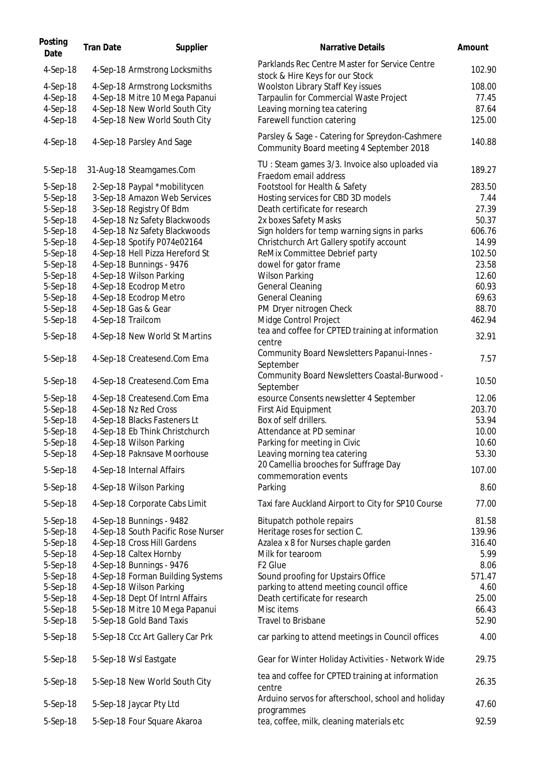| Posting Date | Tran Date | Supplier | Narrative Details | Amount |
|---|---|---|---|---|
| 4-Sep-18 | 4-Sep-18 | Armstrong Locksmiths | Parklands Rec Centre Master for Service Centre stock & Hire Keys for our Stock | 102.90 |
| 4-Sep-18 | 4-Sep-18 | Armstrong Locksmiths | Woolston Library Staff Key issues | 108.00 |
| 4-Sep-18 | 4-Sep-18 | Mitre 10 Mega Papanui | Tarpaulin for Commercial Waste Project | 77.45 |
| 4-Sep-18 | 4-Sep-18 | New World South City | Leaving morning tea catering | 87.64 |
| 4-Sep-18 | 4-Sep-18 | New World South City | Farewell function catering | 125.00 |
| 4-Sep-18 | 4-Sep-18 | Parsley And Sage | Parsley & Sage - Catering for Spreydon-Cashmere Community Board meeting 4 September 2018 | 140.88 |
| 5-Sep-18 | 31-Aug-18 | Steamgames.Com | TU : Steam games 3/3. Invoice also uploaded via Fraedom email address | 189.27 |
| 5-Sep-18 | 2-Sep-18 | Paypal *mobilitycen | Footstool for Health & Safety | 283.50 |
| 5-Sep-18 | 3-Sep-18 | Amazon Web Services | Hosting services for CBD 3D models | 7.44 |
| 5-Sep-18 | 3-Sep-18 | Registry Of Bdm | Death certificate for research | 27.39 |
| 5-Sep-18 | 4-Sep-18 | Nz Safety Blackwoods | 2x boxes Safety Masks | 50.37 |
| 5-Sep-18 | 4-Sep-18 | Nz Safety Blackwoods | Sign holders for temp warning signs in parks | 606.76 |
| 5-Sep-18 | 4-Sep-18 | Spotify P074e02164 | Christchurch Art Gallery spotify account | 14.99 |
| 5-Sep-18 | 4-Sep-18 | Hell Pizza Hereford St | ReMix Committee Debrief party | 102.50 |
| 5-Sep-18 | 4-Sep-18 | Bunnings - 9476 | dowel for gator frame | 23.58 |
| 5-Sep-18 | 4-Sep-18 | Wilson Parking | Wilson Parking | 12.60 |
| 5-Sep-18 | 4-Sep-18 | Ecodrop Metro | General Cleaning | 60.93 |
| 5-Sep-18 | 4-Sep-18 | Ecodrop Metro | General Cleaning | 69.63 |
| 5-Sep-18 | 4-Sep-18 | Gas & Gear | PM Dryer nitrogen Check | 88.70 |
| 5-Sep-18 | 4-Sep-18 | Trailcom | Midge Control Project | 462.94 |
| 5-Sep-18 | 4-Sep-18 | New World St Martins | tea and coffee for CPTED training at information centre | 32.91 |
| 5-Sep-18 | 4-Sep-18 | Createsend.Com Ema | Community Board Newsletters Papanui-Innes - September | 7.57 |
| 5-Sep-18 | 4-Sep-18 | Createsend.Com Ema | Community Board Newsletters Coastal-Burwood - September | 10.50 |
| 5-Sep-18 | 4-Sep-18 | Createsend.Com Ema | esource Consents newsletter 4 September | 12.06 |
| 5-Sep-18 | 4-Sep-18 | Nz Red Cross | First Aid Equipment | 203.70 |
| 5-Sep-18 | 4-Sep-18 | Blacks Fasteners Lt | Box of self drillers. | 53.94 |
| 5-Sep-18 | 4-Sep-18 | Eb Think Christchurch | Attendance at PD seminar | 10.00 |
| 5-Sep-18 | 4-Sep-18 | Wilson Parking | Parking for meeting in Civic | 10.60 |
| 5-Sep-18 | 4-Sep-18 | Paknsave Moorhouse | Leaving morning tea catering | 53.30 |
| 5-Sep-18 | 4-Sep-18 | Internal Affairs | 20 Camellia brooches for Suffrage Day commemoration events | 107.00 |
| 5-Sep-18 | 4-Sep-18 | Wilson Parking | Parking | 8.60 |
| 5-Sep-18 | 4-Sep-18 | Corporate Cabs Limit | Taxi fare Auckland Airport to City for SP10 Course | 77.00 |
| 5-Sep-18 | 4-Sep-18 | Bunnings - 9482 | Bitupatch pothole repairs | 81.58 |
| 5-Sep-18 | 4-Sep-18 | South Pacific Rose Nurser | Heritage roses for section C. | 139.96 |
| 5-Sep-18 | 4-Sep-18 | Cross Hill Gardens | Azalea x 8 for Nurses chaple garden | 316.40 |
| 5-Sep-18 | 4-Sep-18 | Caltex Hornby | Milk for tearoom | 5.99 |
| 5-Sep-18 | 4-Sep-18 | Bunnings - 9476 | F2 Glue | 8.06 |
| 5-Sep-18 | 4-Sep-18 | Forman Building Systems | Sound proofing for Upstairs Office | 571.47 |
| 5-Sep-18 | 4-Sep-18 | Wilson Parking | parking to attend meeting council office | 4.60 |
| 5-Sep-18 | 4-Sep-18 | Dept Of Intrnl Affairs | Death certificate for research | 25.00 |
| 5-Sep-18 | 5-Sep-18 | Mitre 10 Mega Papanui | Misc items | 66.43 |
| 5-Sep-18 | 5-Sep-18 | Gold Band Taxis | Travel to Brisbane | 52.90 |
| 5-Sep-18 | 5-Sep-18 | Ccc Art Gallery Car Prk | car parking to attend meetings in Council offices | 4.00 |
| 5-Sep-18 | 5-Sep-18 | Wsl Eastgate | Gear for Winter Holiday Activities - Network Wide | 29.75 |
| 5-Sep-18 | 5-Sep-18 | New World South City | tea and coffee for CPTED training at information centre | 26.35 |
| 5-Sep-18 | 5-Sep-18 | Jaycar Pty Ltd | Arduino servos for afterschool, school and holiday programmes | 47.60 |
| 5-Sep-18 | 5-Sep-18 | Four Square Akaroa | tea, coffee, milk, cleaning materials etc | 92.59 |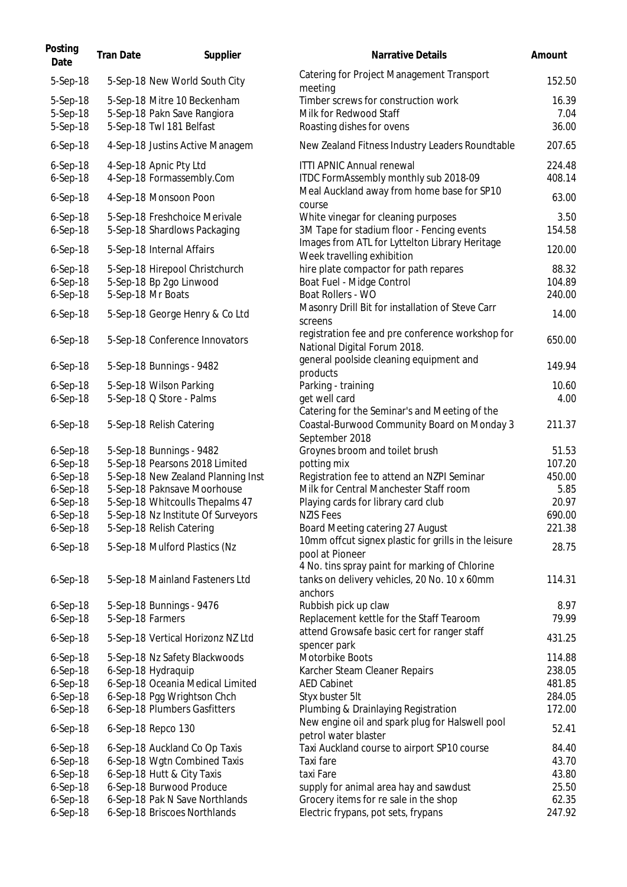| Posting Date | Tran Date | Supplier | Narrative Details | Amount |
|---|---|---|---|---|
| 5-Sep-18 | 5-Sep-18 | New World South City | Catering for Project Management Transport meeting | 152.50 |
| 5-Sep-18 | 5-Sep-18 | Mitre 10 Beckenham | Timber screws for construction work | 16.39 |
| 5-Sep-18 | 5-Sep-18 | Pakn Save Rangiora | Milk for Redwood Staff | 7.04 |
| 5-Sep-18 | 5-Sep-18 | Twl 181 Belfast | Roasting dishes for ovens | 36.00 |
| 6-Sep-18 | 4-Sep-18 | Justins Active Managem | New Zealand Fitness Industry Leaders Roundtable | 207.65 |
| 6-Sep-18 | 4-Sep-18 | Apnic Pty Ltd | ITTI APNIC Annual renewal | 224.48 |
| 6-Sep-18 | 4-Sep-18 | Formassembly.Com | ITDC FormAssembly monthly sub 2018-09 | 408.14 |
| 6-Sep-18 | 4-Sep-18 | Monsoon Poon | Meal Auckland away from home base for SP10 course | 63.00 |
| 6-Sep-18 | 5-Sep-18 | Freshchoice Merivale | White vinegar for cleaning purposes | 3.50 |
| 6-Sep-18 | 5-Sep-18 | Shardlows Packaging | 3M Tape for stadium floor - Fencing events | 154.58 |
| 6-Sep-18 | 5-Sep-18 | Internal Affairs | Images from ATL for Lyttelton Library Heritage Week travelling exhibition | 120.00 |
| 6-Sep-18 | 5-Sep-18 | Hirepool Christchurch | hire plate compactor for path repares | 88.32 |
| 6-Sep-18 | 5-Sep-18 | Bp 2go Linwood | Boat Fuel - Midge Control | 104.89 |
| 6-Sep-18 | 5-Sep-18 | Mr Boats | Boat Rollers - WO | 240.00 |
| 6-Sep-18 | 5-Sep-18 | George Henry & Co Ltd | Masonry Drill Bit for installation of Steve Carr screens | 14.00 |
| 6-Sep-18 | 5-Sep-18 | Conference Innovators | registration fee and pre conference workshop for National Digital Forum 2018. | 650.00 |
| 6-Sep-18 | 5-Sep-18 | Bunnings - 9482 | general poolside cleaning equipment and products | 149.94 |
| 6-Sep-18 | 5-Sep-18 | Wilson Parking | Parking - training | 10.60 |
| 6-Sep-18 | 5-Sep-18 | Q Store - Palms | get well card | 4.00 |
| 6-Sep-18 | 5-Sep-18 | Relish Catering | Catering for the Seminar's and Meeting of the Coastal-Burwood Community Board on Monday 3 September 2018 | 211.37 |
| 6-Sep-18 | 5-Sep-18 | Bunnings - 9482 | Groynes broom and toilet brush | 51.53 |
| 6-Sep-18 | 5-Sep-18 | Pearsons 2018 Limited | potting mix | 107.20 |
| 6-Sep-18 | 5-Sep-18 | New Zealand Planning Inst | Registration fee to attend an NZPI Seminar | 450.00 |
| 6-Sep-18 | 5-Sep-18 | Paknsave Moorhouse | Milk for Central Manchester Staff room | 5.85 |
| 6-Sep-18 | 5-Sep-18 | Whitcoulls Thepalms 47 | Playing cards for library card club | 20.97 |
| 6-Sep-18 | 5-Sep-18 | Nz Institute Of Surveyors | NZIS Fees | 690.00 |
| 6-Sep-18 | 5-Sep-18 | Relish Catering | Board Meeting catering 27 August | 221.38 |
| 6-Sep-18 | 5-Sep-18 | Mulford Plastics (Nz | 10mm offcut signex plastic for grills in the leisure pool at Pioneer | 28.75 |
| 6-Sep-18 | 5-Sep-18 | Mainland Fasteners Ltd | 4 No. tins spray paint for marking of Chlorine tanks on delivery vehicles, 20 No. 10 x 60mm anchors | 114.31 |
| 6-Sep-18 | 5-Sep-18 | Bunnings - 9476 | Rubbish pick up claw | 8.97 |
| 6-Sep-18 | 5-Sep-18 | Farmers | Replacement kettle for the Staff Tearoom | 79.99 |
| 6-Sep-18 | 5-Sep-18 | Vertical Horizonz NZ Ltd | attend Growsafe basic cert for ranger staff spencer park | 431.25 |
| 6-Sep-18 | 5-Sep-18 | Nz Safety Blackwoods | Motorbike Boots | 114.88 |
| 6-Sep-18 | 6-Sep-18 | Hydraquip | Karcher Steam Cleaner Repairs | 238.05 |
| 6-Sep-18 | 6-Sep-18 | Oceania Medical Limited | AED Cabinet | 481.85 |
| 6-Sep-18 | 6-Sep-18 | Pgg Wrightson Chch | Styx buster 5lt | 284.05 |
| 6-Sep-18 | 6-Sep-18 | Plumbers Gasfitters | Plumbing & Drainlaying Registration | 172.00 |
| 6-Sep-18 | 6-Sep-18 | Repco 130 | New engine oil and spark plug for Halswell pool petrol water blaster | 52.41 |
| 6-Sep-18 | 6-Sep-18 | Auckland Co Op Taxis | Taxi Auckland course to airport SP10 course | 84.40 |
| 6-Sep-18 | 6-Sep-18 | Wgtn Combined Taxis | Taxi fare | 43.70 |
| 6-Sep-18 | 6-Sep-18 | Hutt & City Taxis | taxi Fare | 43.80 |
| 6-Sep-18 | 6-Sep-18 | Burwood Produce | supply for animal area hay and sawdust | 25.50 |
| 6-Sep-18 | 6-Sep-18 | Pak N Save Northlands | Grocery items for re sale in the shop | 62.35 |
| 6-Sep-18 | 6-Sep-18 | Briscoes Northlands | Electric frypans, pot sets, frypans | 247.92 |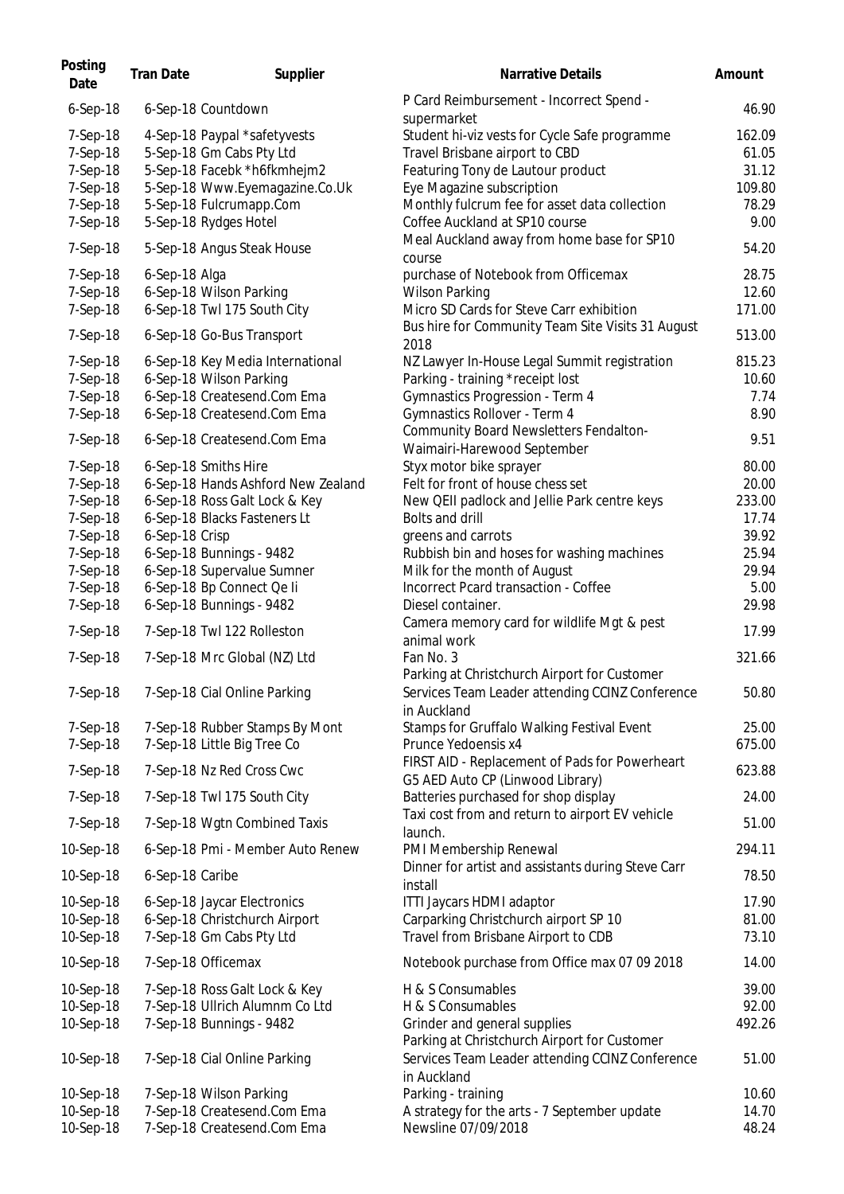| Posting Date | Tran Date | Supplier | Narrative Details | Amount |
|---|---|---|---|---|
| 6-Sep-18 | 6-Sep-18 | Countdown | P Card Reimbursement - Incorrect Spend - supermarket | 46.90 |
| 7-Sep-18 | 4-Sep-18 | Paypal *safetyvests | Student hi-viz vests for Cycle Safe programme | 162.09 |
| 7-Sep-18 | 5-Sep-18 | Gm Cabs Pty Ltd | Travel Brisbane airport to CBD | 61.05 |
| 7-Sep-18 | 5-Sep-18 | Facebk *h6fkmhejm2 | Featuring Tony de Lautour product | 31.12 |
| 7-Sep-18 | 5-Sep-18 | Www.Eyemagazine.Co.Uk | Eye Magazine subscription | 109.80 |
| 7-Sep-18 | 5-Sep-18 | Fulcrumapp.Com | Monthly fulcrum fee for asset data collection | 78.29 |
| 7-Sep-18 | 5-Sep-18 | Rydges Hotel | Coffee Auckland at SP10 course | 9.00 |
| 7-Sep-18 | 5-Sep-18 | Angus Steak House | Meal Auckland away from home base for SP10 course | 54.20 |
| 7-Sep-18 | 6-Sep-18 | Alga | purchase of Notebook from Officemax | 28.75 |
| 7-Sep-18 | 6-Sep-18 | Wilson Parking | Wilson Parking | 12.60 |
| 7-Sep-18 | 6-Sep-18 | Twl 175 South City | Micro SD Cards for Steve Carr exhibition | 171.00 |
| 7-Sep-18 | 6-Sep-18 | Go-Bus Transport | Bus hire for Community Team Site Visits 31 August 2018 | 513.00 |
| 7-Sep-18 | 6-Sep-18 | Key Media International | NZ Lawyer In-House Legal Summit registration | 815.23 |
| 7-Sep-18 | 6-Sep-18 | Wilson Parking | Parking - training *receipt lost | 10.60 |
| 7-Sep-18 | 6-Sep-18 | Createsend.Com Ema | Gymnastics Progression - Term 4 | 7.74 |
| 7-Sep-18 | 6-Sep-18 | Createsend.Com Ema | Gymnastics Rollover - Term 4 | 8.90 |
| 7-Sep-18 | 6-Sep-18 | Createsend.Com Ema | Community Board Newsletters Fendalton-Waimairi-Harewood September | 9.51 |
| 7-Sep-18 | 6-Sep-18 | Smiths Hire | Styx motor bike sprayer | 80.00 |
| 7-Sep-18 | 6-Sep-18 | Hands Ashford New Zealand | Felt for front of house chess set | 20.00 |
| 7-Sep-18 | 6-Sep-18 | Ross Galt Lock & Key | New QEII padlock and Jellie Park centre keys | 233.00 |
| 7-Sep-18 | 6-Sep-18 | Blacks Fasteners Lt | Bolts and drill | 17.74 |
| 7-Sep-18 | 6-Sep-18 | Crisp | greens and carrots | 39.92 |
| 7-Sep-18 | 6-Sep-18 | Bunnings - 9482 | Rubbish bin and hoses for washing machines | 25.94 |
| 7-Sep-18 | 6-Sep-18 | Supervalue Sumner | Milk for the month of August | 29.94 |
| 7-Sep-18 | 6-Sep-18 | Bp Connect Qe Ii | Incorrect Pcard transaction - Coffee | 5.00 |
| 7-Sep-18 | 6-Sep-18 | Bunnings - 9482 | Diesel container. | 29.98 |
| 7-Sep-18 | 7-Sep-18 | Twl 122 Rolleston | Camera memory card for wildlife Mgt & pest animal work | 17.99 |
| 7-Sep-18 | 7-Sep-18 | Mrc Global (NZ) Ltd | Fan No. 3 | 321.66 |
| 7-Sep-18 | 7-Sep-18 | Cial Online Parking | Parking at Christchurch Airport for Customer Services Team Leader attending CCINZ Conference in Auckland | 50.80 |
| 7-Sep-18 | 7-Sep-18 | Rubber Stamps By Mont | Stamps for Gruffalo Walking Festival Event | 25.00 |
| 7-Sep-18 | 7-Sep-18 | Little Big Tree Co | Prunce Yedoensis x4 | 675.00 |
| 7-Sep-18 | 7-Sep-18 | Nz Red Cross Cwc | FIRST AID - Replacement of Pads for Powerheart G5 AED Auto CP (Linwood Library) | 623.88 |
| 7-Sep-18 | 7-Sep-18 | Twl 175 South City | Batteries purchased for shop display | 24.00 |
| 7-Sep-18 | 7-Sep-18 | Wgtn Combined Taxis | Taxi cost from and return to airport EV vehicle launch. | 51.00 |
| 10-Sep-18 | 6-Sep-18 | Pmi - Member Auto Renew | PMI Membership Renewal | 294.11 |
| 10-Sep-18 | 6-Sep-18 | Caribe | Dinner for artist and assistants during Steve Carr install | 78.50 |
| 10-Sep-18 | 6-Sep-18 | Jaycar Electronics | ITTI Jaycars HDMI adaptor | 17.90 |
| 10-Sep-18 | 6-Sep-18 | Christchurch Airport | Carparking Christchurch airport SP 10 | 81.00 |
| 10-Sep-18 | 7-Sep-18 | Gm Cabs Pty Ltd | Travel from Brisbane Airport to CDB | 73.10 |
| 10-Sep-18 | 7-Sep-18 | Officemax | Notebook purchase from Office max 07 09 2018 | 14.00 |
| 10-Sep-18 | 7-Sep-18 | Ross Galt Lock & Key | H & S Consumables | 39.00 |
| 10-Sep-18 | 7-Sep-18 | Ullrich Alumnm Co Ltd | H & S Consumables | 92.00 |
| 10-Sep-18 | 7-Sep-18 | Bunnings - 9482 | Grinder and general supplies | 492.26 |
| 10-Sep-18 | 7-Sep-18 | Cial Online Parking | Parking at Christchurch Airport for Customer Services Team Leader attending CCINZ Conference in Auckland | 51.00 |
| 10-Sep-18 | 7-Sep-18 | Wilson Parking | Parking - training | 10.60 |
| 10-Sep-18 | 7-Sep-18 | Createsend.Com Ema | A strategy for the arts - 7 September update | 14.70 |
| 10-Sep-18 | 7-Sep-18 | Createsend.Com Ema | Newsline 07/09/2018 | 48.24 |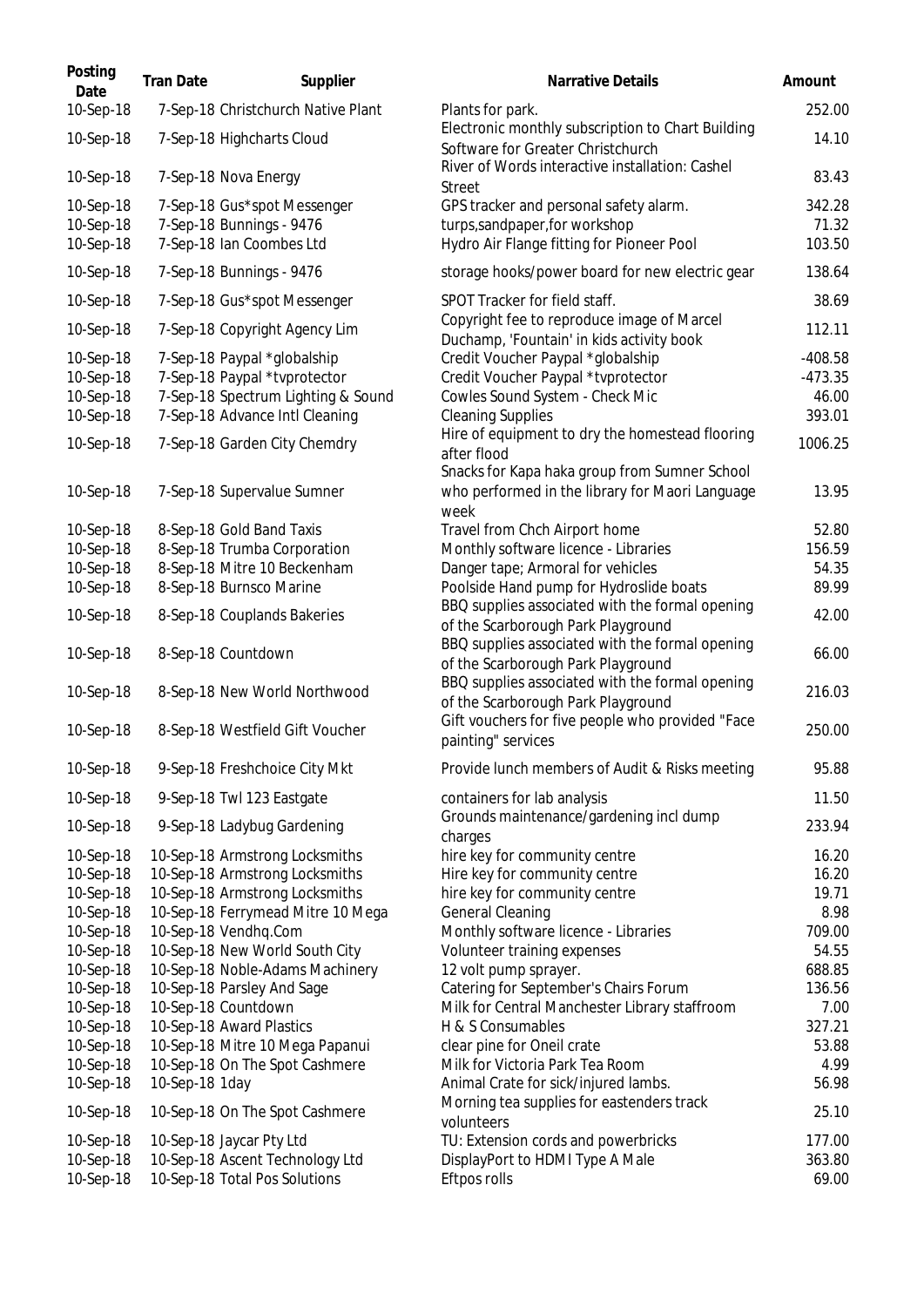| Posting Date | Tran Date | Supplier | Narrative Details | Amount |
|---|---|---|---|---|
| 10-Sep-18 | 7-Sep-18 | Christchurch Native Plant | Plants for park. | 252.00 |
| 10-Sep-18 | 7-Sep-18 | Highcharts Cloud | Electronic monthly subscription to Chart Building Software for Greater Christchurch | 14.10 |
| 10-Sep-18 | 7-Sep-18 | Nova Energy | River of Words interactive installation: Cashel Street | 83.43 |
| 10-Sep-18 | 7-Sep-18 | Gus*spot Messenger | GPS tracker and personal safety alarm. | 342.28 |
| 10-Sep-18 | 7-Sep-18 | Bunnings - 9476 | turps,sandpaper,for workshop | 71.32 |
| 10-Sep-18 | 7-Sep-18 | Ian Coombes Ltd | Hydro Air Flange fitting for Pioneer Pool | 103.50 |
| 10-Sep-18 | 7-Sep-18 | Bunnings - 9476 | storage hooks/power board for new electric gear | 138.64 |
| 10-Sep-18 | 7-Sep-18 | Gus*spot Messenger | SPOT Tracker for field staff. | 38.69 |
| 10-Sep-18 | 7-Sep-18 | Copyright Agency Lim | Copyright fee to reproduce image of Marcel Duchamp, 'Fountain' in kids activity book | 112.11 |
| 10-Sep-18 | 7-Sep-18 | Paypal *globalship | Credit Voucher Paypal *globalship | -408.58 |
| 10-Sep-18 | 7-Sep-18 | Paypal *tvprotector | Credit Voucher Paypal *tvprotector | -473.35 |
| 10-Sep-18 | 7-Sep-18 | Spectrum Lighting & Sound | Cowles Sound System - Check Mic | 46.00 |
| 10-Sep-18 | 7-Sep-18 | Advance Intl Cleaning | Cleaning Supplies | 393.01 |
| 10-Sep-18 | 7-Sep-18 | Garden City Chemdry | Hire of equipment to dry the homestead flooring after flood | 1006.25 |
| 10-Sep-18 | 7-Sep-18 | Supervalue Sumner | Snacks for Kapa haka group from Sumner School who performed in the library for Maori Language week | 13.95 |
| 10-Sep-18 | 8-Sep-18 | Gold Band Taxis | Travel from Chch Airport home | 52.80 |
| 10-Sep-18 | 8-Sep-18 | Trumba Corporation | Monthly software licence - Libraries | 156.59 |
| 10-Sep-18 | 8-Sep-18 | Mitre 10 Beckenham | Danger tape; Armoral for vehicles | 54.35 |
| 10-Sep-18 | 8-Sep-18 | Burnsco Marine | Poolside Hand pump for Hydroslide boats | 89.99 |
| 10-Sep-18 | 8-Sep-18 | Couplands Bakeries | BBQ supplies associated with the formal opening of the Scarborough Park Playground | 42.00 |
| 10-Sep-18 | 8-Sep-18 | Countdown | BBQ supplies associated with the formal opening of the Scarborough Park Playground | 66.00 |
| 10-Sep-18 | 8-Sep-18 | New World Northwood | BBQ supplies associated with the formal opening of the Scarborough Park Playground | 216.03 |
| 10-Sep-18 | 8-Sep-18 | Westfield Gift Voucher | Gift vouchers for five people who provided "Face painting" services | 250.00 |
| 10-Sep-18 | 9-Sep-18 | Freshchoice City Mkt | Provide lunch members of Audit & Risks meeting | 95.88 |
| 10-Sep-18 | 9-Sep-18 | Twl 123 Eastgate | containers for lab analysis | 11.50 |
| 10-Sep-18 | 9-Sep-18 | Ladybug Gardening | Grounds maintenance/gardening incl dump charges | 233.94 |
| 10-Sep-18 | 10-Sep-18 | Armstrong Locksmiths | hire key for community centre | 16.20 |
| 10-Sep-18 | 10-Sep-18 | Armstrong Locksmiths | Hire key for community centre | 16.20 |
| 10-Sep-18 | 10-Sep-18 | Armstrong Locksmiths | hire key for community centre | 19.71 |
| 10-Sep-18 | 10-Sep-18 | Ferrymead Mitre 10 Mega | General Cleaning | 8.98 |
| 10-Sep-18 | 10-Sep-18 | Vendhq.Com | Monthly software licence - Libraries | 709.00 |
| 10-Sep-18 | 10-Sep-18 | New World South City | Volunteer training expenses | 54.55 |
| 10-Sep-18 | 10-Sep-18 | Noble-Adams Machinery | 12 volt pump sprayer. | 688.85 |
| 10-Sep-18 | 10-Sep-18 | Parsley And Sage | Catering for September's Chairs Forum | 136.56 |
| 10-Sep-18 | 10-Sep-18 | Countdown | Milk for Central Manchester Library staffroom | 7.00 |
| 10-Sep-18 | 10-Sep-18 | Award Plastics | H & S Consumables | 327.21 |
| 10-Sep-18 | 10-Sep-18 | Mitre 10 Mega Papanui | clear pine for Oneil crate | 53.88 |
| 10-Sep-18 | 10-Sep-18 | On The Spot Cashmere | Milk for Victoria Park Tea Room | 4.99 |
| 10-Sep-18 | 10-Sep-18 | 1day | Animal Crate for sick/injured lambs. | 56.98 |
| 10-Sep-18 | 10-Sep-18 | On The Spot Cashmere | Morning tea supplies for eastenders track volunteers | 25.10 |
| 10-Sep-18 | 10-Sep-18 | Jaycar Pty Ltd | TU: Extension cords and powerbricks | 177.00 |
| 10-Sep-18 | 10-Sep-18 | Ascent Technology Ltd | DisplayPort to HDMI Type A Male | 363.80 |
| 10-Sep-18 | 10-Sep-18 | Total Pos Solutions | Eftpos rolls | 69.00 |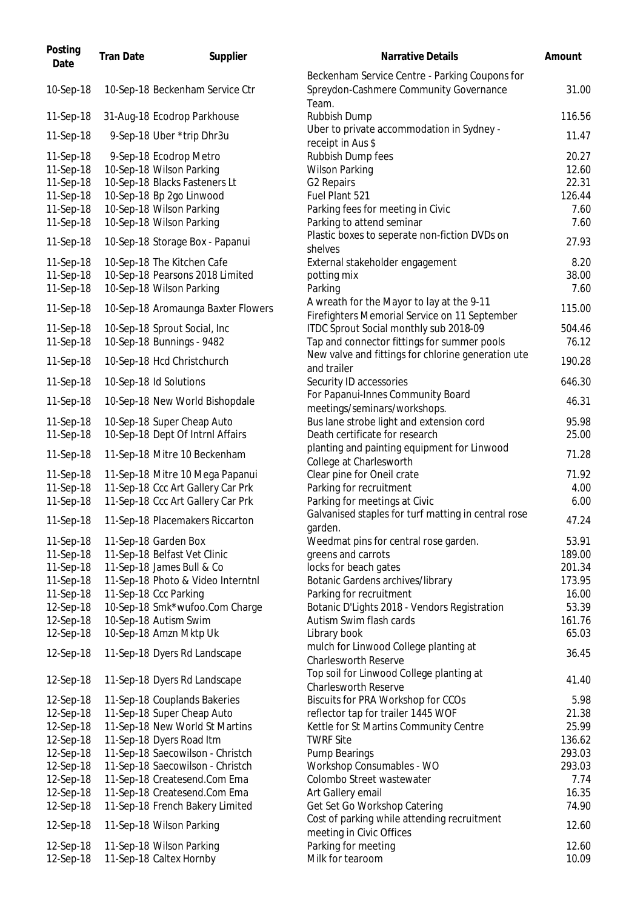| Posting Date | Tran Date | Supplier | Narrative Details | Amount |
|---|---|---|---|---|
| 10-Sep-18 | 10-Sep-18 | Beckenham Service Ctr | Beckenham Service Centre - Parking Coupons for Spreydon-Cashmere Community Governance Team. | 31.00 |
| 11-Sep-18 | 31-Aug-18 | Ecodrop Parkhouse | Rubbish Dump | 116.56 |
| 11-Sep-18 | 9-Sep-18 | Uber *trip Dhr3u | Uber to private accommodation in Sydney - receipt in Aus $ | 11.47 |
| 11-Sep-18 | 9-Sep-18 | Ecodrop Metro | Rubbish Dump fees | 20.27 |
| 11-Sep-18 | 10-Sep-18 | Wilson Parking | Wilson Parking | 12.60 |
| 11-Sep-18 | 10-Sep-18 | Blacks Fasteners Lt | G2 Repairs | 22.31 |
| 11-Sep-18 | 10-Sep-18 | Bp 2go Linwood | Fuel Plant 521 | 126.44 |
| 11-Sep-18 | 10-Sep-18 | Wilson Parking | Parking fees for meeting in Civic | 7.60 |
| 11-Sep-18 | 10-Sep-18 | Wilson Parking | Parking to attend seminar | 7.60 |
| 11-Sep-18 | 10-Sep-18 | Storage Box - Papanui | Plastic boxes to seperate non-fiction DVDs on shelves | 27.93 |
| 11-Sep-18 | 10-Sep-18 | The Kitchen Cafe | External stakeholder engagement | 8.20 |
| 11-Sep-18 | 10-Sep-18 | Pearsons 2018 Limited | potting mix | 38.00 |
| 11-Sep-18 | 10-Sep-18 | Wilson Parking | Parking | 7.60 |
| 11-Sep-18 | 10-Sep-18 | Aromaunga Baxter Flowers | A wreath for the Mayor to lay at the 9-11 Firefighters Memorial Service on 11 September | 115.00 |
| 11-Sep-18 | 10-Sep-18 | Sprout Social, Inc | ITDC Sprout Social monthly sub 2018-09 | 504.46 |
| 11-Sep-18 | 10-Sep-18 | Bunnings - 9482 | Tap and connector fittings for summer pools | 76.12 |
| 11-Sep-18 | 10-Sep-18 | Hcd Christchurch | New valve and fittings for chlorine generation ute and trailer | 190.28 |
| 11-Sep-18 | 10-Sep-18 | Id Solutions | Security ID accessories | 646.30 |
| 11-Sep-18 | 10-Sep-18 | New World Bishopdale | For Papanui-Innes Community Board meetings/seminars/workshops. | 46.31 |
| 11-Sep-18 | 10-Sep-18 | Super Cheap Auto | Bus lane strobe light and extension cord | 95.98 |
| 11-Sep-18 | 10-Sep-18 | Dept Of Intrnl Affairs | Death certificate for research | 25.00 |
| 11-Sep-18 | 11-Sep-18 | Mitre 10 Beckenham | planting and painting equipment for Linwood College at Charlesworth | 71.28 |
| 11-Sep-18 | 11-Sep-18 | Mitre 10 Mega Papanui | Clear pine for Oneil crate | 71.92 |
| 11-Sep-18 | 11-Sep-18 | Ccc Art Gallery Car Prk | Parking for recruitment | 4.00 |
| 11-Sep-18 | 11-Sep-18 | Ccc Art Gallery Car Prk | Parking for meetings at Civic | 6.00 |
| 11-Sep-18 | 11-Sep-18 | Placemakers Riccarton | Galvanised staples for turf matting in central rose garden. | 47.24 |
| 11-Sep-18 | 11-Sep-18 | Garden Box | Weedmat pins for central rose garden. | 53.91 |
| 11-Sep-18 | 11-Sep-18 | Belfast Vet Clinic | greens and carrots | 189.00 |
| 11-Sep-18 | 11-Sep-18 | James Bull & Co | locks for beach gates | 201.34 |
| 11-Sep-18 | 11-Sep-18 | Photo & Video Interntnl | Botanic Gardens archives/library | 173.95 |
| 11-Sep-18 | 11-Sep-18 | Ccc Parking | Parking for recruitment | 16.00 |
| 12-Sep-18 | 10-Sep-18 | Smk*wufoo.Com Charge | Botanic D'Lights 2018 - Vendors Registration | 53.39 |
| 12-Sep-18 | 10-Sep-18 | Autism Swim | Autism Swim flash cards | 161.76 |
| 12-Sep-18 | 10-Sep-18 | Amzn Mktp Uk | Library book | 65.03 |
| 12-Sep-18 | 11-Sep-18 | Dyers Rd Landscape | mulch for Linwood College planting at Charlesworth Reserve | 36.45 |
| 12-Sep-18 | 11-Sep-18 | Dyers Rd Landscape | Top soil for Linwood College planting at Charlesworth Reserve | 41.40 |
| 12-Sep-18 | 11-Sep-18 | Couplands Bakeries | Biscuits for PRA Workshop for CCOs | 5.98 |
| 12-Sep-18 | 11-Sep-18 | Super Cheap Auto | reflector tap for trailer 1445 WOF | 21.38 |
| 12-Sep-18 | 11-Sep-18 | New World St Martins | Kettle for St Martins Community Centre | 25.99 |
| 12-Sep-18 | 11-Sep-18 | Dyers Road Itm | TWRF Site | 136.62 |
| 12-Sep-18 | 11-Sep-18 | Saecowilson - Christch | Pump Bearings | 293.03 |
| 12-Sep-18 | 11-Sep-18 | Saecowilson - Christch | Workshop Consumables - WO | 293.03 |
| 12-Sep-18 | 11-Sep-18 | Createsend.Com Ema | Colombo Street wastewater | 7.74 |
| 12-Sep-18 | 11-Sep-18 | Createsend.Com Ema | Art Gallery email | 16.35 |
| 12-Sep-18 | 11-Sep-18 | French Bakery Limited | Get Set Go Workshop Catering | 74.90 |
| 12-Sep-18 | 11-Sep-18 | Wilson Parking | Cost of parking while attending recruitment meeting in Civic Offices | 12.60 |
| 12-Sep-18 | 11-Sep-18 | Wilson Parking | Parking for meeting | 12.60 |
| 12-Sep-18 | 11-Sep-18 | Caltex Hornby | Milk for tearoom | 10.09 |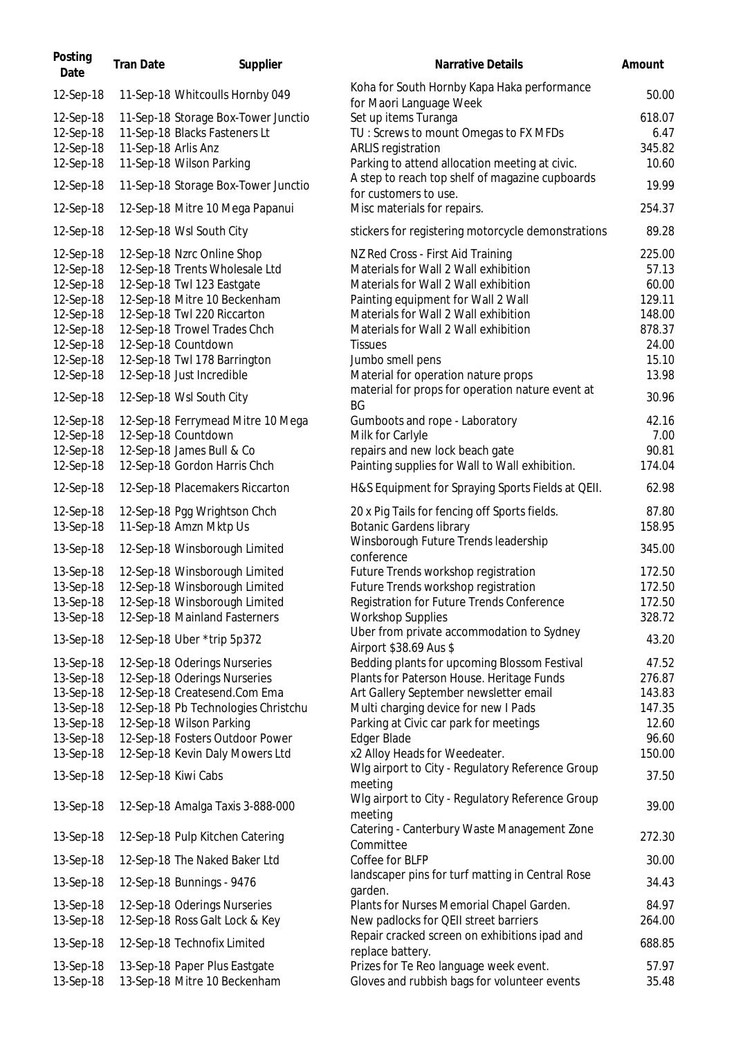| Posting Date | Tran Date | Supplier | Narrative Details | Amount |
|---|---|---|---|---|
| 12-Sep-18 | 11-Sep-18 | Whitcoulls Hornby 049 | Koha for South Hornby Kapa Haka performance for Maori Language Week | 50.00 |
| 12-Sep-18 | 11-Sep-18 | Storage Box-Tower Junctio | Set up items Turanga | 618.07 |
| 12-Sep-18 | 11-Sep-18 | Blacks Fasteners Lt | TU : Screws to mount Omegas to FX MFDs | 6.47 |
| 12-Sep-18 | 11-Sep-18 | Arlis Anz | ARLIS registration | 345.82 |
| 12-Sep-18 | 11-Sep-18 | Wilson Parking | Parking to attend allocation meeting at civic. | 10.60 |
| 12-Sep-18 | 11-Sep-18 | Storage Box-Tower Junctio | A step to reach top shelf of magazine cupboards for customers to use. | 19.99 |
| 12-Sep-18 | 12-Sep-18 | Mitre 10 Mega Papanui | Misc materials for repairs. | 254.37 |
| 12-Sep-18 | 12-Sep-18 | Wsl South City | stickers for registering motorcycle demonstrations | 89.28 |
| 12-Sep-18 | 12-Sep-18 | Nzrc Online Shop | NZ Red Cross - First Aid Training | 225.00 |
| 12-Sep-18 | 12-Sep-18 | Trents Wholesale Ltd | Materials for Wall 2 Wall exhibition | 57.13 |
| 12-Sep-18 | 12-Sep-18 | Twl 123 Eastgate | Materials for Wall 2 Wall exhibition | 60.00 |
| 12-Sep-18 | 12-Sep-18 | Mitre 10 Beckenham | Painting equipment for Wall 2 Wall | 129.11 |
| 12-Sep-18 | 12-Sep-18 | Twl 220 Riccarton | Materials for Wall 2 Wall exhibition | 148.00 |
| 12-Sep-18 | 12-Sep-18 | Trowel Trades Chch | Materials for Wall 2 Wall exhibition | 878.37 |
| 12-Sep-18 | 12-Sep-18 | Countdown | Tissues | 24.00 |
| 12-Sep-18 | 12-Sep-18 | Twl 178 Barrington | Jumbo smell pens | 15.10 |
| 12-Sep-18 | 12-Sep-18 | Just Incredible | Material for operation nature props | 13.98 |
| 12-Sep-18 | 12-Sep-18 | Wsl South City | material for props for operation nature event at BG | 30.96 |
| 12-Sep-18 | 12-Sep-18 | Ferrymead Mitre 10 Mega | Gumboots and rope - Laboratory | 42.16 |
| 12-Sep-18 | 12-Sep-18 | Countdown | Milk for Carlyle | 7.00 |
| 12-Sep-18 | 12-Sep-18 | James Bull & Co | repairs and new lock beach gate | 90.81 |
| 12-Sep-18 | 12-Sep-18 | Gordon Harris Chch | Painting supplies for Wall to Wall exhibition. | 174.04 |
| 12-Sep-18 | 12-Sep-18 | Placemakers Riccarton | H&S Equipment for Spraying Sports Fields at QEII. | 62.98 |
| 12-Sep-18 | 12-Sep-18 | Pgg Wrightson Chch | 20 x Pig Tails for fencing off Sports fields. | 87.80 |
| 13-Sep-18 | 11-Sep-18 | Amzn Mktp Us | Botanic Gardens library | 158.95 |
| 13-Sep-18 | 12-Sep-18 | Winsborough Limited | Winsborough Future Trends leadership conference | 345.00 |
| 13-Sep-18 | 12-Sep-18 | Winsborough Limited | Future Trends workshop registration | 172.50 |
| 13-Sep-18 | 12-Sep-18 | Winsborough Limited | Future Trends workshop registration | 172.50 |
| 13-Sep-18 | 12-Sep-18 | Winsborough Limited | Registration for Future Trends Conference | 172.50 |
| 13-Sep-18 | 12-Sep-18 | Mainland Fasterners | Workshop Supplies | 328.72 |
| 13-Sep-18 | 12-Sep-18 | Uber *trip 5p372 | Uber from private accommodation to Sydney Airport $38.69 Aus $ | 43.20 |
| 13-Sep-18 | 12-Sep-18 | Oderings Nurseries | Bedding plants for upcoming Blossom Festival | 47.52 |
| 13-Sep-18 | 12-Sep-18 | Oderings Nurseries | Plants for Paterson House. Heritage Funds | 276.87 |
| 13-Sep-18 | 12-Sep-18 | Createsend.Com Ema | Art Gallery September newsletter email | 143.83 |
| 13-Sep-18 | 12-Sep-18 | Pb Technologies Christchu | Multi charging device for new I Pads | 147.35 |
| 13-Sep-18 | 12-Sep-18 | Wilson Parking | Parking at Civic car park for meetings | 12.60 |
| 13-Sep-18 | 12-Sep-18 | Fosters Outdoor Power | Edger Blade | 96.60 |
| 13-Sep-18 | 12-Sep-18 | Kevin Daly Mowers Ltd | x2 Alloy Heads for Weedeater. | 150.00 |
| 13-Sep-18 | 12-Sep-18 | Kiwi Cabs | Wlg airport to City - Regulatory Reference Group meeting | 37.50 |
| 13-Sep-18 | 12-Sep-18 | Amalga Taxis 3-888-000 | Wlg airport to City - Regulatory Reference Group meeting | 39.00 |
| 13-Sep-18 | 12-Sep-18 | Pulp Kitchen Catering | Catering - Canterbury Waste Management Zone Committee | 272.30 |
| 13-Sep-18 | 12-Sep-18 | The Naked Baker Ltd | Coffee for BLFP | 30.00 |
| 13-Sep-18 | 12-Sep-18 | Bunnings - 9476 | landscaper pins for turf matting in Central Rose garden. | 34.43 |
| 13-Sep-18 | 12-Sep-18 | Oderings Nurseries | Plants for Nurses Memorial Chapel Garden. | 84.97 |
| 13-Sep-18 | 12-Sep-18 | Ross Galt Lock & Key | New padlocks for QEII street barriers | 264.00 |
| 13-Sep-18 | 12-Sep-18 | Technofix Limited | Repair cracked screen on exhibitions ipad and replace battery. | 688.85 |
| 13-Sep-18 | 13-Sep-18 | Paper Plus Eastgate | Prizes for Te Reo language week event. | 57.97 |
| 13-Sep-18 | 13-Sep-18 | Mitre 10 Beckenham | Gloves and rubbish bags for volunteer events | 35.48 |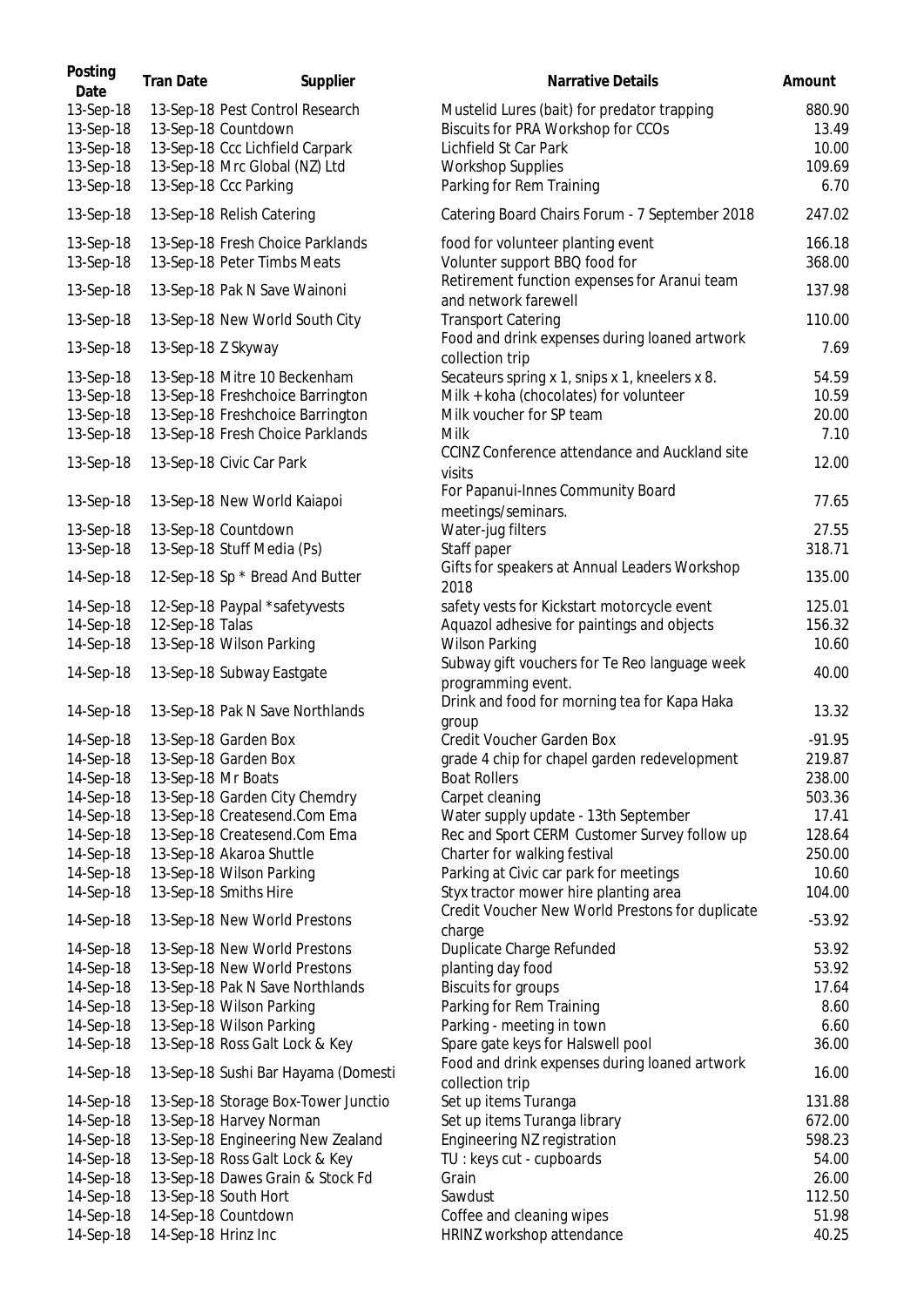| Posting Date | Tran Date | Supplier | Narrative Details | Amount |
|---|---|---|---|---|
| 13-Sep-18 | 13-Sep-18 | Pest Control Research | Mustelid Lures (bait) for predator trapping | 880.90 |
| 13-Sep-18 | 13-Sep-18 | Countdown | Biscuits for PRA Workshop for CCOs | 13.49 |
| 13-Sep-18 | 13-Sep-18 | Ccc Lichfield Carpark | Lichfield St Car Park | 10.00 |
| 13-Sep-18 | 13-Sep-18 | Mrc Global (NZ) Ltd | Workshop Supplies | 109.69 |
| 13-Sep-18 | 13-Sep-18 | Ccc Parking | Parking for Rem Training | 6.70 |
| 13-Sep-18 | 13-Sep-18 | Relish Catering | Catering Board Chairs Forum - 7 September 2018 | 247.02 |
| 13-Sep-18 | 13-Sep-18 | Fresh Choice Parklands | food for volunteer planting event | 166.18 |
| 13-Sep-18 | 13-Sep-18 | Peter Timbs Meats | Volunter support BBQ food for | 368.00 |
| 13-Sep-18 | 13-Sep-18 | Pak N Save Wainoni | Retirement function expenses for Aranui team and network farewell | 137.98 |
| 13-Sep-18 | 13-Sep-18 | New World South City | Transport Catering | 110.00 |
| 13-Sep-18 | 13-Sep-18 | Z Skyway | Food and drink expenses during loaned artwork collection trip | 7.69 |
| 13-Sep-18 | 13-Sep-18 | Mitre 10 Beckenham | Secateurs spring x 1, snips x 1, kneelers x 8. | 54.59 |
| 13-Sep-18 | 13-Sep-18 | Freshchoice Barrington | Milk + koha (chocolates) for volunteer | 10.59 |
| 13-Sep-18 | 13-Sep-18 | Freshchoice Barrington | Milk voucher for SP team | 20.00 |
| 13-Sep-18 | 13-Sep-18 | Fresh Choice Parklands | Milk | 7.10 |
| 13-Sep-18 | 13-Sep-18 | Civic Car Park | CCINZ Conference attendance and Auckland site visits | 12.00 |
| 13-Sep-18 | 13-Sep-18 | New World Kaiapoi | For Papanui-Innes Community Board meetings/seminars. | 77.65 |
| 13-Sep-18 | 13-Sep-18 | Countdown | Water-jug filters | 27.55 |
| 13-Sep-18 | 13-Sep-18 | Stuff Media (Ps) | Staff paper | 318.71 |
| 14-Sep-18 | 12-Sep-18 | Sp * Bread And Butter | Gifts for speakers at Annual Leaders Workshop 2018 | 135.00 |
| 14-Sep-18 | 12-Sep-18 | Paypal *safetyvests | safety vests for Kickstart motorcycle event | 125.01 |
| 14-Sep-18 | 12-Sep-18 | Talas | Aquazol adhesive for paintings and objects | 156.32 |
| 14-Sep-18 | 13-Sep-18 | Wilson Parking | Wilson Parking | 10.60 |
| 14-Sep-18 | 13-Sep-18 | Subway Eastgate | Subway gift vouchers for Te Reo language week programming event. | 40.00 |
| 14-Sep-18 | 13-Sep-18 | Pak N Save Northlands | Drink and food for morning tea for Kapa Haka group | 13.32 |
| 14-Sep-18 | 13-Sep-18 | Garden Box | Credit Voucher Garden Box | -91.95 |
| 14-Sep-18 | 13-Sep-18 | Garden Box | grade 4 chip for chapel garden redevelopment | 219.87 |
| 14-Sep-18 | 13-Sep-18 | Mr Boats | Boat Rollers | 238.00 |
| 14-Sep-18 | 13-Sep-18 | Garden City Chemdry | Carpet cleaning | 503.36 |
| 14-Sep-18 | 13-Sep-18 | Createsend.Com Ema | Water supply update - 13th September | 17.41 |
| 14-Sep-18 | 13-Sep-18 | Createsend.Com Ema | Rec and Sport CERM Customer Survey follow up | 128.64 |
| 14-Sep-18 | 13-Sep-18 | Akaroa Shuttle | Charter for walking festival | 250.00 |
| 14-Sep-18 | 13-Sep-18 | Wilson Parking | Parking at Civic car park for meetings | 10.60 |
| 14-Sep-18 | 13-Sep-18 | Smiths Hire | Styx tractor mower hire planting area | 104.00 |
| 14-Sep-18 | 13-Sep-18 | New World Prestons | Credit Voucher New World Prestons for duplicate charge | -53.92 |
| 14-Sep-18 | 13-Sep-18 | New World Prestons | Duplicate Charge Refunded | 53.92 |
| 14-Sep-18 | 13-Sep-18 | New World Prestons | planting day food | 53.92 |
| 14-Sep-18 | 13-Sep-18 | Pak N Save Northlands | Biscuits for groups | 17.64 |
| 14-Sep-18 | 13-Sep-18 | Wilson Parking | Parking for Rem Training | 8.60 |
| 14-Sep-18 | 13-Sep-18 | Wilson Parking | Parking - meeting in town | 6.60 |
| 14-Sep-18 | 13-Sep-18 | Ross Galt Lock & Key | Spare gate keys for Halswell pool | 36.00 |
| 14-Sep-18 | 13-Sep-18 | Sushi Bar Hayama (Domesti | Food and drink expenses during loaned artwork collection trip | 16.00 |
| 14-Sep-18 | 13-Sep-18 | Storage Box-Tower Junctio | Set up items Turanga | 131.88 |
| 14-Sep-18 | 13-Sep-18 | Harvey Norman | Set up items Turanga library | 672.00 |
| 14-Sep-18 | 13-Sep-18 | Engineering New Zealand | Engineering NZ registration | 598.23 |
| 14-Sep-18 | 13-Sep-18 | Ross Galt Lock & Key | TU : keys cut - cupboards | 54.00 |
| 14-Sep-18 | 13-Sep-18 | Dawes Grain & Stock Fd | Grain | 26.00 |
| 14-Sep-18 | 13-Sep-18 | South Hort | Sawdust | 112.50 |
| 14-Sep-18 | 14-Sep-18 | Countdown | Coffee and cleaning wipes | 51.98 |
| 14-Sep-18 | 14-Sep-18 | Hrinz Inc | HRINZ workshop attendance | 40.25 |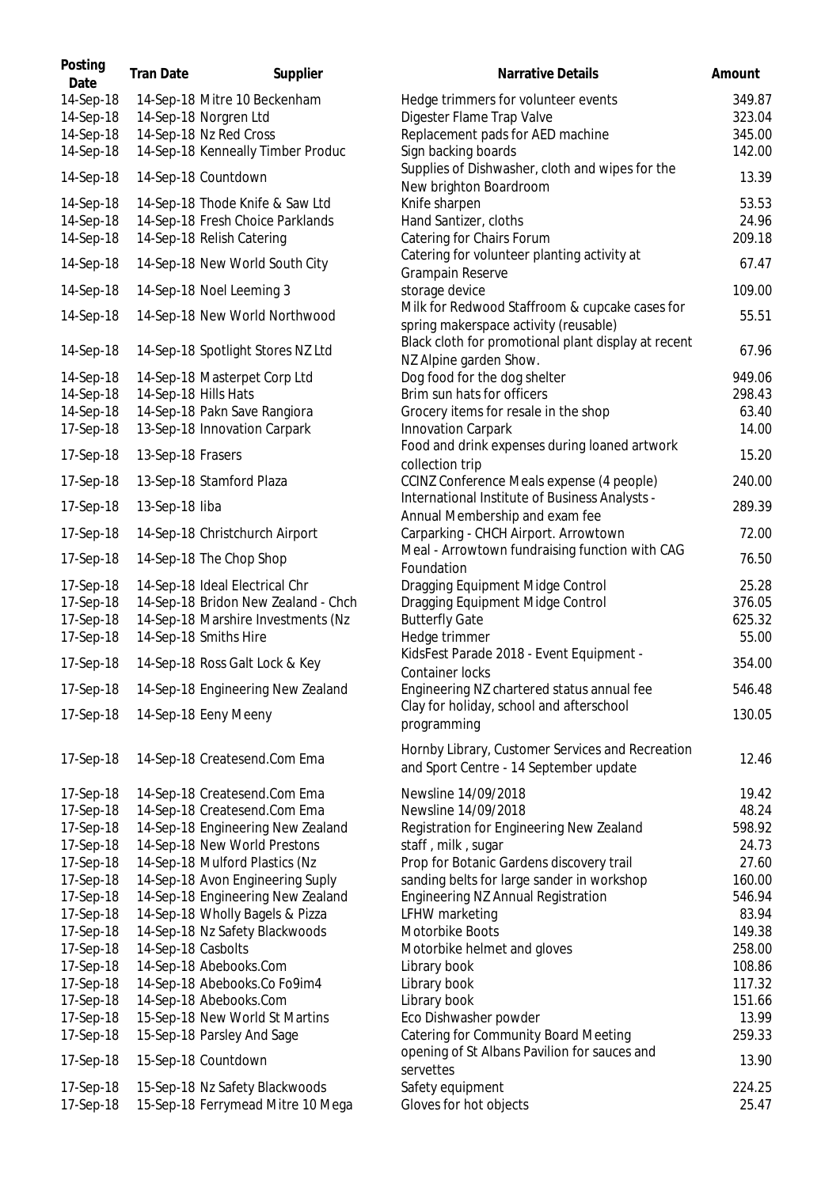| Posting Date | Tran Date | Supplier | Narrative Details | Amount |
|---|---|---|---|---|
| 14-Sep-18 | 14-Sep-18 | Mitre 10 Beckenham | Hedge trimmers for volunteer events | 349.87 |
| 14-Sep-18 | 14-Sep-18 | Norgren Ltd | Digester Flame Trap Valve | 323.04 |
| 14-Sep-18 | 14-Sep-18 | Nz Red Cross | Replacement pads for AED machine | 345.00 |
| 14-Sep-18 | 14-Sep-18 | Kenneally Timber Produc | Sign backing boards | 142.00 |
| 14-Sep-18 | 14-Sep-18 | Countdown | Supplies of Dishwasher, cloth and wipes for the New brighton Boardroom | 13.39 |
| 14-Sep-18 | 14-Sep-18 | Thode Knife & Saw Ltd | Knife sharpen | 53.53 |
| 14-Sep-18 | 14-Sep-18 | Fresh Choice Parklands | Hand Santizer, cloths | 24.96 |
| 14-Sep-18 | 14-Sep-18 | Relish Catering | Catering for Chairs Forum | 209.18 |
| 14-Sep-18 | 14-Sep-18 | New World South City | Catering for volunteer planting activity at Grampain Reserve | 67.47 |
| 14-Sep-18 | 14-Sep-18 | Noel Leeming 3 | storage device | 109.00 |
| 14-Sep-18 | 14-Sep-18 | New World Northwood | Milk for Redwood Staffroom & cupcake cases for spring makerspace activity (reusable) | 55.51 |
| 14-Sep-18 | 14-Sep-18 | Spotlight Stores NZ Ltd | Black cloth for promotional plant display at recent NZ Alpine garden Show. | 67.96 |
| 14-Sep-18 | 14-Sep-18 | Masterpet Corp Ltd | Dog food for the dog shelter | 949.06 |
| 14-Sep-18 | 14-Sep-18 | Hills Hats | Brim sun hats for officers | 298.43 |
| 14-Sep-18 | 14-Sep-18 | Pakn Save Rangiora | Grocery items for resale in the shop | 63.40 |
| 17-Sep-18 | 13-Sep-18 | Innovation Carpark | Innovation Carpark | 14.00 |
| 17-Sep-18 | 13-Sep-18 | Frasers | Food and drink expenses during loaned artwork collection trip | 15.20 |
| 17-Sep-18 | 13-Sep-18 | Stamford Plaza | CCINZ Conference Meals expense (4 people) | 240.00 |
| 17-Sep-18 | 13-Sep-18 | Iiba | International Institute of Business Analysts - Annual Membership and exam fee | 289.39 |
| 17-Sep-18 | 14-Sep-18 | Christchurch Airport | Carparking - CHCH Airport. Arrowtown | 72.00 |
| 17-Sep-18 | 14-Sep-18 | The Chop Shop | Meal - Arrowtown fundraising function with CAG Foundation | 76.50 |
| 17-Sep-18 | 14-Sep-18 | Ideal Electrical Chr | Dragging Equipment Midge Control | 25.28 |
| 17-Sep-18 | 14-Sep-18 | Bridon New Zealand - Chch | Dragging Equipment Midge Control | 376.05 |
| 17-Sep-18 | 14-Sep-18 | Marshire Investments (Nz | Butterfly Gate | 625.32 |
| 17-Sep-18 | 14-Sep-18 | Smiths Hire | Hedge trimmer | 55.00 |
| 17-Sep-18 | 14-Sep-18 | Ross Galt Lock & Key | KidsFest Parade 2018 - Event Equipment - Container locks | 354.00 |
| 17-Sep-18 | 14-Sep-18 | Engineering New Zealand | Engineering NZ chartered status annual fee | 546.48 |
| 17-Sep-18 | 14-Sep-18 | Eeny Meeny | Clay for holiday, school and afterschool programming | 130.05 |
| 17-Sep-18 | 14-Sep-18 | Createsend.Com Ema | Hornby Library, Customer Services and Recreation and Sport Centre - 14 September update | 12.46 |
| 17-Sep-18 | 14-Sep-18 | Createsend.Com Ema | Newsline 14/09/2018 | 19.42 |
| 17-Sep-18 | 14-Sep-18 | Createsend.Com Ema | Newsline 14/09/2018 | 48.24 |
| 17-Sep-18 | 14-Sep-18 | Engineering New Zealand | Registration for Engineering New Zealand | 598.92 |
| 17-Sep-18 | 14-Sep-18 | New World Prestons | staff , milk , sugar | 24.73 |
| 17-Sep-18 | 14-Sep-18 | Mulford Plastics (Nz | Prop for Botanic Gardens discovery trail | 27.60 |
| 17-Sep-18 | 14-Sep-18 | Avon Engineering Suply | sanding belts for large sander in workshop | 160.00 |
| 17-Sep-18 | 14-Sep-18 | Engineering New Zealand | Engineering NZ Annual Registration | 546.94 |
| 17-Sep-18 | 14-Sep-18 | Wholly Bagels & Pizza | LFHW marketing | 83.94 |
| 17-Sep-18 | 14-Sep-18 | Nz Safety Blackwoods | Motorbike Boots | 149.38 |
| 17-Sep-18 | 14-Sep-18 | Casbolts | Motorbike helmet and gloves | 258.00 |
| 17-Sep-18 | 14-Sep-18 | Abebooks.Com | Library book | 108.86 |
| 17-Sep-18 | 14-Sep-18 | Abebooks.Co Fo9im4 | Library book | 117.32 |
| 17-Sep-18 | 14-Sep-18 | Abebooks.Com | Library book | 151.66 |
| 17-Sep-18 | 15-Sep-18 | New World St Martins | Eco Dishwasher powder | 13.99 |
| 17-Sep-18 | 15-Sep-18 | Parsley And Sage | Catering for Community Board Meeting | 259.33 |
| 17-Sep-18 | 15-Sep-18 | Countdown | opening of St Albans Pavilion for sauces and servettes | 13.90 |
| 17-Sep-18 | 15-Sep-18 | Nz Safety Blackwoods | Safety equipment | 224.25 |
| 17-Sep-18 | 15-Sep-18 | Ferrymead Mitre 10 Mega | Gloves for hot objects | 25.47 |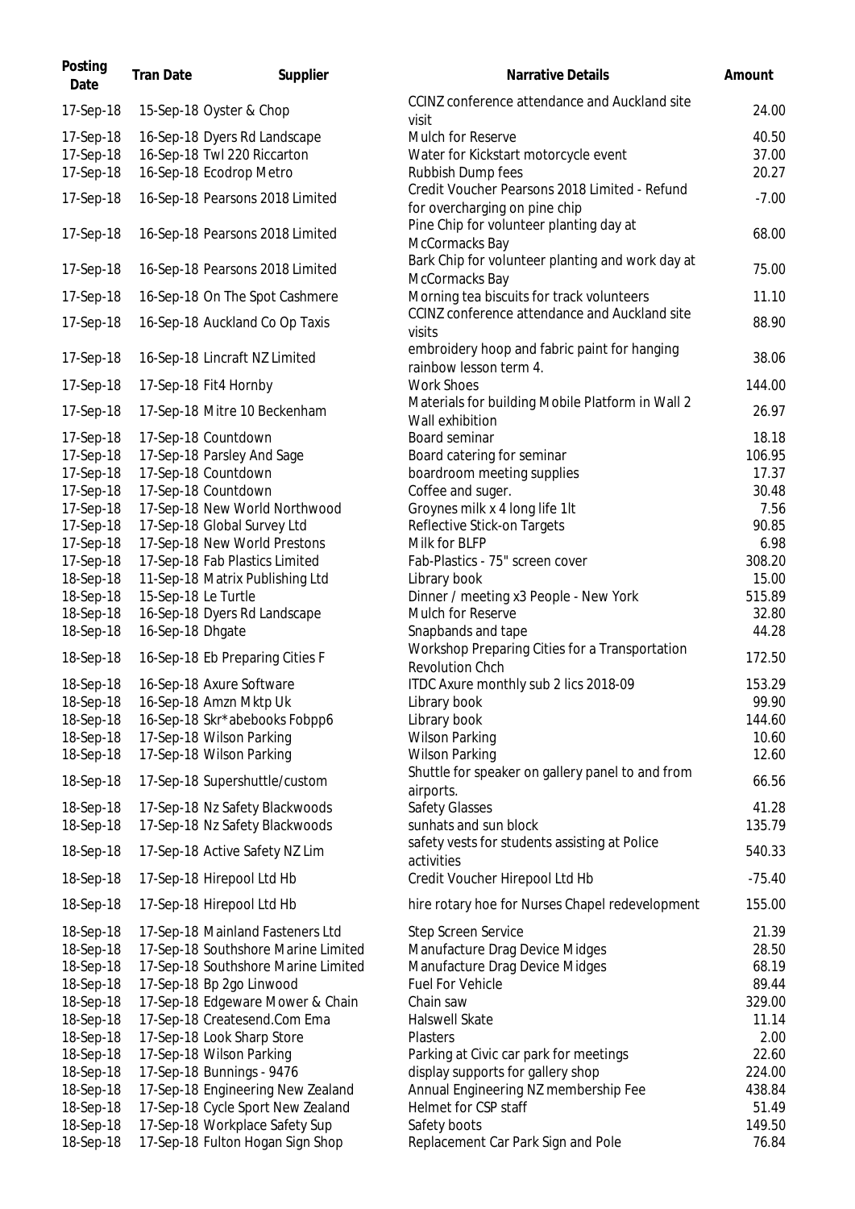| Posting Date | Tran Date | Supplier | Narrative Details | Amount |
|---|---|---|---|---|
| 17-Sep-18 | 15-Sep-18 | Oyster & Chop | CCINZ conference attendance and Auckland site visit | 24.00 |
| 17-Sep-18 | 16-Sep-18 | Dyers Rd Landscape | Mulch for Reserve | 40.50 |
| 17-Sep-18 | 16-Sep-18 | Twl 220 Riccarton | Water for Kickstart motorcycle event | 37.00 |
| 17-Sep-18 | 16-Sep-18 | Ecodrop Metro | Rubbish Dump fees | 20.27 |
| 17-Sep-18 | 16-Sep-18 | Pearsons 2018 Limited | Credit Voucher Pearsons 2018 Limited - Refund for overcharging on pine chip | -7.00 |
| 17-Sep-18 | 16-Sep-18 | Pearsons 2018 Limited | Pine Chip for volunteer planting day at McCormacks Bay | 68.00 |
| 17-Sep-18 | 16-Sep-18 | Pearsons 2018 Limited | Bark Chip for volunteer planting and work day at McCormacks Bay | 75.00 |
| 17-Sep-18 | 16-Sep-18 | On The Spot Cashmere | Morning tea biscuits for track volunteers | 11.10 |
| 17-Sep-18 | 16-Sep-18 | Auckland Co Op Taxis | CCINZ conference attendance and Auckland site visits | 88.90 |
| 17-Sep-18 | 16-Sep-18 | Lincraft NZ Limited | embroidery hoop and fabric paint for hanging rainbow lesson term 4. | 38.06 |
| 17-Sep-18 | 17-Sep-18 | Fit4 Hornby | Work Shoes | 144.00 |
| 17-Sep-18 | 17-Sep-18 | Mitre 10 Beckenham | Materials for building Mobile Platform in Wall 2 Wall exhibition | 26.97 |
| 17-Sep-18 | 17-Sep-18 | Countdown | Board seminar | 18.18 |
| 17-Sep-18 | 17-Sep-18 | Parsley And Sage | Board catering for seminar | 106.95 |
| 17-Sep-18 | 17-Sep-18 | Countdown | boardroom meeting supplies | 17.37 |
| 17-Sep-18 | 17-Sep-18 | Countdown | Coffee and suger. | 30.48 |
| 17-Sep-18 | 17-Sep-18 | New World Northwood | Groynes milk x 4 long life 1lt | 7.56 |
| 17-Sep-18 | 17-Sep-18 | Global Survey Ltd | Reflective Stick-on Targets | 90.85 |
| 17-Sep-18 | 17-Sep-18 | New World Prestons | Milk for BLFP | 6.98 |
| 17-Sep-18 | 17-Sep-18 | Fab Plastics Limited | Fab-Plastics - 75" screen cover | 308.20 |
| 18-Sep-18 | 11-Sep-18 | Matrix Publishing Ltd | Library book | 15.00 |
| 18-Sep-18 | 15-Sep-18 | Le Turtle | Dinner / meeting x3 People - New York | 515.89 |
| 18-Sep-18 | 16-Sep-18 | Dyers Rd Landscape | Mulch for Reserve | 32.80 |
| 18-Sep-18 | 16-Sep-18 | Dhgate | Snapbands and tape | 44.28 |
| 18-Sep-18 | 16-Sep-18 | Eb Preparing Cities F | Workshop Preparing Cities for a Transportation Revolution Chch | 172.50 |
| 18-Sep-18 | 16-Sep-18 | Axure Software | ITDC Axure monthly sub 2 lics 2018-09 | 153.29 |
| 18-Sep-18 | 16-Sep-18 | Amzn Mktp Uk | Library book | 99.90 |
| 18-Sep-18 | 16-Sep-18 | Skr*abebooks Fobpp6 | Library book | 144.60 |
| 18-Sep-18 | 17-Sep-18 | Wilson Parking | Wilson Parking | 10.60 |
| 18-Sep-18 | 17-Sep-18 | Wilson Parking | Wilson Parking | 12.60 |
| 18-Sep-18 | 17-Sep-18 | Supershuttle/custom | Shuttle for speaker on gallery panel to and from airports. | 66.56 |
| 18-Sep-18 | 17-Sep-18 | Nz Safety Blackwoods | Safety Glasses | 41.28 |
| 18-Sep-18 | 17-Sep-18 | Nz Safety Blackwoods | sunhats and sun block | 135.79 |
| 18-Sep-18 | 17-Sep-18 | Active Safety NZ Lim | safety vests for students assisting at Police activities | 540.33 |
| 18-Sep-18 | 17-Sep-18 | Hirepool Ltd Hb | Credit Voucher Hirepool Ltd Hb | -75.40 |
| 18-Sep-18 | 17-Sep-18 | Hirepool Ltd Hb | hire rotary hoe for Nurses Chapel redevelopment | 155.00 |
| 18-Sep-18 | 17-Sep-18 | Mainland Fasteners Ltd | Step Screen Service | 21.39 |
| 18-Sep-18 | 17-Sep-18 | Southshore Marine Limited | Manufacture Drag Device Midges | 28.50 |
| 18-Sep-18 | 17-Sep-18 | Southshore Marine Limited | Manufacture Drag Device Midges | 68.19 |
| 18-Sep-18 | 17-Sep-18 | Bp 2go Linwood | Fuel For Vehicle | 89.44 |
| 18-Sep-18 | 17-Sep-18 | Edgeware Mower & Chain | Chain saw | 329.00 |
| 18-Sep-18 | 17-Sep-18 | Createsend.Com Ema | Halswell Skate | 11.14 |
| 18-Sep-18 | 17-Sep-18 | Look Sharp Store | Plasters | 2.00 |
| 18-Sep-18 | 17-Sep-18 | Wilson Parking | Parking at Civic car park for meetings | 22.60 |
| 18-Sep-18 | 17-Sep-18 | Bunnings - 9476 | display supports for gallery shop | 224.00 |
| 18-Sep-18 | 17-Sep-18 | Engineering New Zealand | Annual Engineering NZ membership Fee | 438.84 |
| 18-Sep-18 | 17-Sep-18 | Cycle Sport New Zealand | Helmet for CSP staff | 51.49 |
| 18-Sep-18 | 17-Sep-18 | Workplace Safety Sup | Safety boots | 149.50 |
| 18-Sep-18 | 17-Sep-18 | Fulton Hogan Sign Shop | Replacement Car Park Sign and Pole | 76.84 |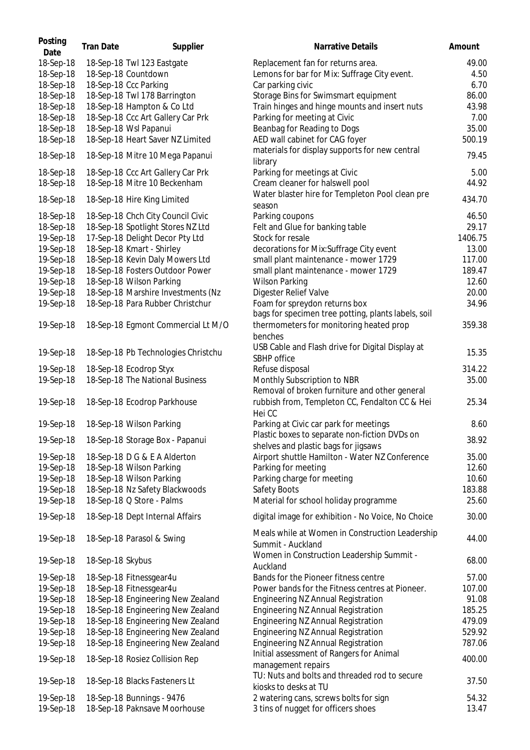| Posting Date | Tran Date | Supplier | Narrative Details | Amount |
|---|---|---|---|---|
| 18-Sep-18 | 18-Sep-18 | Twl 123 Eastgate | Replacement fan for returns area. | 49.00 |
| 18-Sep-18 | 18-Sep-18 | Countdown | Lemons for bar for Mix: Suffrage City event. | 4.50 |
| 18-Sep-18 | 18-Sep-18 | Ccc Parking | Car parking civic | 6.70 |
| 18-Sep-18 | 18-Sep-18 | Twl 178 Barrington | Storage Bins for Swimsmart equipment | 86.00 |
| 18-Sep-18 | 18-Sep-18 | Hampton & Co Ltd | Train hinges and hinge mounts and insert nuts | 43.98 |
| 18-Sep-18 | 18-Sep-18 | Ccc Art Gallery Car Prk | Parking for meeting at Civic | 7.00 |
| 18-Sep-18 | 18-Sep-18 | Wsl Papanui | Beanbag for Reading to Dogs | 35.00 |
| 18-Sep-18 | 18-Sep-18 | Heart Saver NZ Limited | AED wall cabinet for CAG foyer | 500.19 |
| 18-Sep-18 | 18-Sep-18 | Mitre 10 Mega Papanui | materials for display supports for new central library | 79.45 |
| 18-Sep-18 | 18-Sep-18 | Ccc Art Gallery Car Prk | Parking for meetings at Civic | 5.00 |
| 18-Sep-18 | 18-Sep-18 | Mitre 10 Beckenham | Cream cleaner for halswell pool | 44.92 |
| 18-Sep-18 | 18-Sep-18 | Hire King Limited | Water blaster hire for Templeton Pool clean pre season | 434.70 |
| 18-Sep-18 | 18-Sep-18 | Chch City Council Civic | Parking coupons | 46.50 |
| 18-Sep-18 | 18-Sep-18 | Spotlight Stores NZ Ltd | Felt and Glue for banking table | 29.17 |
| 19-Sep-18 | 17-Sep-18 | Delight Decor Pty Ltd | Stock for resale | 1406.75 |
| 19-Sep-18 | 18-Sep-18 | Kmart - Shirley | decorations for Mix:Suffrage City event | 13.00 |
| 19-Sep-18 | 18-Sep-18 | Kevin Daly Mowers Ltd | small plant maintenance - mower 1729 | 117.00 |
| 19-Sep-18 | 18-Sep-18 | Fosters Outdoor Power | small plant maintenance - mower 1729 | 189.47 |
| 19-Sep-18 | 18-Sep-18 | Wilson Parking | Wilson Parking | 12.60 |
| 19-Sep-18 | 18-Sep-18 | Marshire Investments (Nz | Digester Relief Valve | 20.00 |
| 19-Sep-18 | 18-Sep-18 | Para Rubber Christchur | Foam for spreydon returns box | 34.96 |
| 19-Sep-18 | 18-Sep-18 | Egmont Commercial Lt M/O | bags for specimen tree potting, plants labels, soil thermometers for monitoring heated prop benches | 359.38 |
| 19-Sep-18 | 18-Sep-18 | Pb Technologies Christchu | USB Cable and Flash drive for Digital Display at SBHP office | 15.35 |
| 19-Sep-18 | 18-Sep-18 | Ecodrop Styx | Refuse disposal | 314.22 |
| 19-Sep-18 | 18-Sep-18 | The National Business | Monthly Subscription to NBR | 35.00 |
| 19-Sep-18 | 18-Sep-18 | Ecodrop Parkhouse | Removal of broken furniture and other general rubbish from, Templeton CC, Fendalton CC & Hei Hei CC | 25.34 |
| 19-Sep-18 | 18-Sep-18 | Wilson Parking | Parking at Civic car park for meetings | 8.60 |
| 19-Sep-18 | 18-Sep-18 | Storage Box - Papanui | Plastic boxes to separate non-fiction DVDs on shelves and plastic bags for jigsaws | 38.92 |
| 19-Sep-18 | 18-Sep-18 | D G & E A Alderton | Airport shuttle Hamilton - Water NZ Conference | 35.00 |
| 19-Sep-18 | 18-Sep-18 | Wilson Parking | Parking for meeting | 12.60 |
| 19-Sep-18 | 18-Sep-18 | Wilson Parking | Parking charge for meeting | 10.60 |
| 19-Sep-18 | 18-Sep-18 | Nz Safety Blackwoods | Safety Boots | 183.88 |
| 19-Sep-18 | 18-Sep-18 | Q Store - Palms | Material for school holiday programme | 25.60 |
| 19-Sep-18 | 18-Sep-18 | Dept Internal Affairs | digital image for exhibition - No Voice, No Choice | 30.00 |
| 19-Sep-18 | 18-Sep-18 | Parasol & Swing | Meals while at Women in Construction Leadership Summit - Auckland | 44.00 |
| 19-Sep-18 | 18-Sep-18 | Skybus | Women in Construction Leadership Summit - Auckland | 68.00 |
| 19-Sep-18 | 18-Sep-18 | Fitnessgear4u | Bands for the Pioneer fitness centre | 57.00 |
| 19-Sep-18 | 18-Sep-18 | Fitnessgear4u | Power bands for the Fitness centres at Pioneer. | 107.00 |
| 19-Sep-18 | 18-Sep-18 | Engineering New Zealand | Engineering NZ Annual Registration | 91.08 |
| 19-Sep-18 | 18-Sep-18 | Engineering New Zealand | Engineering NZ Annual Registration | 185.25 |
| 19-Sep-18 | 18-Sep-18 | Engineering New Zealand | Engineering NZ Annual Registration | 479.09 |
| 19-Sep-18 | 18-Sep-18 | Engineering New Zealand | Engineering NZ Annual Registration | 529.92 |
| 19-Sep-18 | 18-Sep-18 | Engineering New Zealand | Engineering NZ Annual Registration | 787.06 |
| 19-Sep-18 | 18-Sep-18 | Rosiez Collision Rep | Initial assessment of Rangers for Animal management repairs | 400.00 |
| 19-Sep-18 | 18-Sep-18 | Blacks Fasteners Lt | TU: Nuts and bolts and threaded rod to secure kiosks to desks at TU | 37.50 |
| 19-Sep-18 | 18-Sep-18 | Bunnings - 9476 | 2 watering cans, screws bolts for sign | 54.32 |
| 19-Sep-18 | 18-Sep-18 | Paknsave Moorhouse | 3 tins of nugget for officers shoes | 13.47 |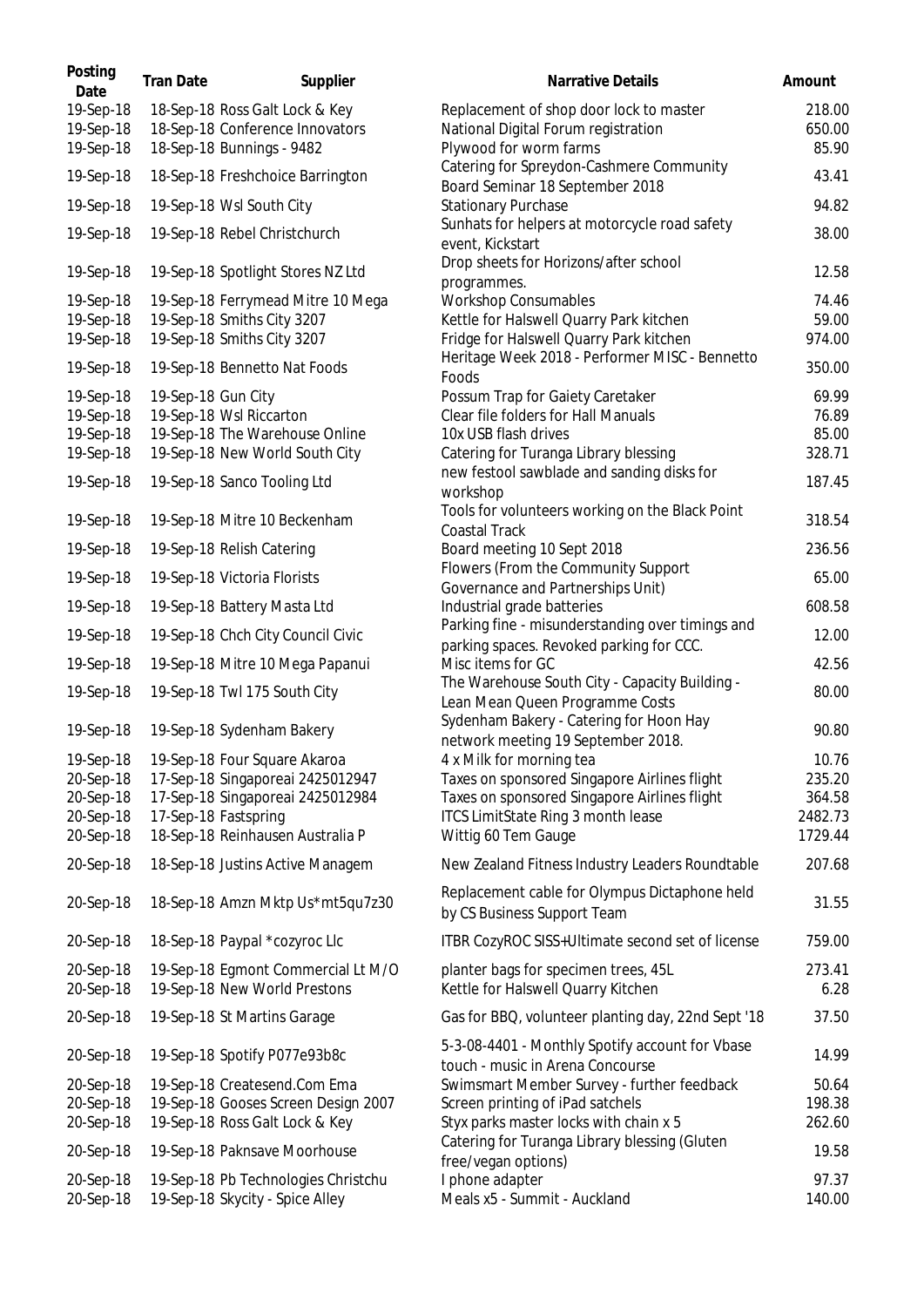| Posting Date | Tran Date | Supplier | Narrative Details | Amount |
|---|---|---|---|---|
| 19-Sep-18 | 18-Sep-18 | Ross Galt Lock & Key | Replacement of shop door lock to master | 218.00 |
| 19-Sep-18 | 18-Sep-18 | Conference Innovators | National Digital Forum registration | 650.00 |
| 19-Sep-18 | 18-Sep-18 | Bunnings - 9482 | Plywood for worm farms | 85.90 |
| 19-Sep-18 | 18-Sep-18 | Freshchoice Barrington | Catering for Spreydon-Cashmere Community Board Seminar 18 September 2018 | 43.41 |
| 19-Sep-18 | 19-Sep-18 | Wsl South City | Stationary Purchase | 94.82 |
| 19-Sep-18 | 19-Sep-18 | Rebel Christchurch | Sunhats for helpers at motorcycle road safety event, Kickstart | 38.00 |
| 19-Sep-18 | 19-Sep-18 | Spotlight Stores NZ Ltd | Drop sheets for Horizons/after school programmes. | 12.58 |
| 19-Sep-18 | 19-Sep-18 | Ferrymead Mitre 10 Mega | Workshop Consumables | 74.46 |
| 19-Sep-18 | 19-Sep-18 | Smiths City 3207 | Kettle for Halswell Quarry Park kitchen | 59.00 |
| 19-Sep-18 | 19-Sep-18 | Smiths City 3207 | Fridge for Halswell Quarry Park kitchen | 974.00 |
| 19-Sep-18 | 19-Sep-18 | Bennetto Nat Foods | Heritage Week 2018 - Performer MISC - Bennetto Foods | 350.00 |
| 19-Sep-18 | 19-Sep-18 | Gun City | Possum Trap for Gaiety Caretaker | 69.99 |
| 19-Sep-18 | 19-Sep-18 | Wsl Riccarton | Clear file folders for Hall Manuals | 76.89 |
| 19-Sep-18 | 19-Sep-18 | The Warehouse Online | 10x USB flash drives | 85.00 |
| 19-Sep-18 | 19-Sep-18 | New World South City | Catering for Turanga Library blessing | 328.71 |
| 19-Sep-18 | 19-Sep-18 | Sanco Tooling Ltd | new festool sawblade and sanding disks for workshop | 187.45 |
| 19-Sep-18 | 19-Sep-18 | Mitre 10 Beckenham | Tools for volunteers working on the Black Point Coastal Track | 318.54 |
| 19-Sep-18 | 19-Sep-18 | Relish Catering | Board meeting 10 Sept 2018 | 236.56 |
| 19-Sep-18 | 19-Sep-18 | Victoria Florists | Flowers (From the Community Support Governance and Partnerships Unit) | 65.00 |
| 19-Sep-18 | 19-Sep-18 | Battery Masta Ltd | Industrial grade batteries | 608.58 |
| 19-Sep-18 | 19-Sep-18 | Chch City Council Civic | Parking fine - misunderstanding over timings and parking spaces. Revoked parking for CCC. | 12.00 |
| 19-Sep-18 | 19-Sep-18 | Mitre 10 Mega Papanui | Misc items for GC | 42.56 |
| 19-Sep-18 | 19-Sep-18 | Twl 175 South City | The Warehouse South City - Capacity Building - Lean Mean Queen Programme Costs | 80.00 |
| 19-Sep-18 | 19-Sep-18 | Sydenham Bakery | Sydenham Bakery - Catering for Hoon Hay network meeting 19 September 2018. | 90.80 |
| 19-Sep-18 | 19-Sep-18 | Four Square Akaroa | 4 x Milk for morning tea | 10.76 |
| 20-Sep-18 | 17-Sep-18 | Singaporeai 2425012947 | Taxes on sponsored Singapore Airlines flight | 235.20 |
| 20-Sep-18 | 17-Sep-18 | Singaporeai 2425012984 | Taxes on sponsored Singapore Airlines flight | 364.58 |
| 20-Sep-18 | 17-Sep-18 | Fastspring | ITCS LimitState Ring 3 month lease | 2482.73 |
| 20-Sep-18 | 18-Sep-18 | Reinhausen Australia P | Wittig 60 Tem Gauge | 1729.44 |
| 20-Sep-18 | 18-Sep-18 | Justins Active Managem | New Zealand Fitness Industry Leaders Roundtable | 207.68 |
| 20-Sep-18 | 18-Sep-18 | Amzn Mktp Us*mt5qu7z30 | Replacement cable for Olympus Dictaphone held by CS Business Support Team | 31.55 |
| 20-Sep-18 | 18-Sep-18 | Paypal *cozyroc Llc | ITBR CozyROC SISS+Ultimate second set of license | 759.00 |
| 20-Sep-18 | 19-Sep-18 | Egmont Commercial Lt M/O | planter bags for specimen trees, 45L | 273.41 |
| 20-Sep-18 | 19-Sep-18 | New World Prestons | Kettle for Halswell Quarry Kitchen | 6.28 |
| 20-Sep-18 | 19-Sep-18 | St Martins Garage | Gas for BBQ, volunteer planting day, 22nd Sept '18 | 37.50 |
| 20-Sep-18 | 19-Sep-18 | Spotify P077e93b8c | 5-3-08-4401 - Monthly Spotify account for Vbase touch - music in Arena Concourse | 14.99 |
| 20-Sep-18 | 19-Sep-18 | Createsend.Com Ema | Swimsmart Member Survey - further feedback | 50.64 |
| 20-Sep-18 | 19-Sep-18 | Gooses Screen Design 2007 | Screen printing of iPad satchels | 198.38 |
| 20-Sep-18 | 19-Sep-18 | Ross Galt Lock & Key | Styx parks master locks with chain x 5 | 262.60 |
| 20-Sep-18 | 19-Sep-18 | Paknsave Moorhouse | Catering for Turanga Library blessing (Gluten free/vegan options) | 19.58 |
| 20-Sep-18 | 19-Sep-18 | Pb Technologies Christchu | I phone adapter | 97.37 |
| 20-Sep-18 | 19-Sep-18 | Skycity - Spice Alley | Meals x5 - Summit - Auckland | 140.00 |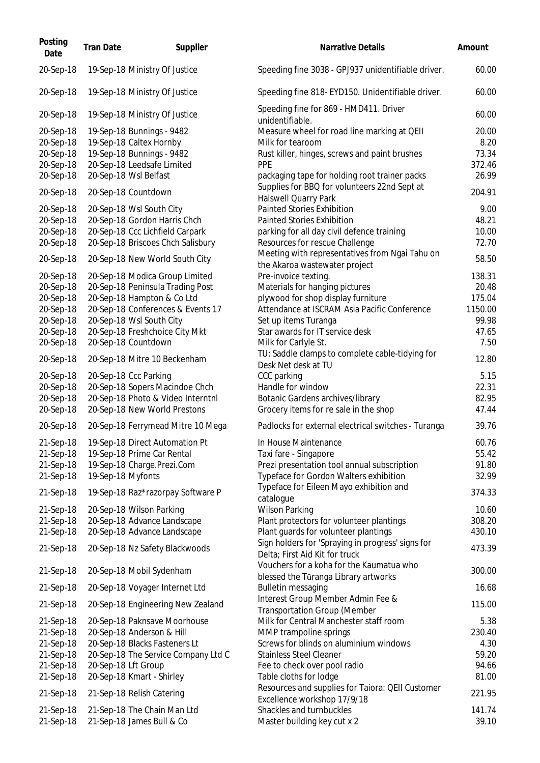| Posting Date | Tran Date | Supplier | Narrative Details | Amount |
|---|---|---|---|---|
| 20-Sep-18 | 19-Sep-18 | Ministry Of Justice | Speeding fine 3038 - GPJ937 unidentifiable driver. | 60.00 |
| 20-Sep-18 | 19-Sep-18 | Ministry Of Justice | Speeding fine 818- EYD150. Unidentifiable driver. | 60.00 |
| 20-Sep-18 | 19-Sep-18 | Ministry Of Justice | Speeding fine for 869 - HMD411. Driver unidentifiable. | 60.00 |
| 20-Sep-18 | 19-Sep-18 | Bunnings - 9482 | Measure wheel for road line marking at QEII | 20.00 |
| 20-Sep-18 | 19-Sep-18 | Caltex Hornby | Milk for tearoom | 8.20 |
| 20-Sep-18 | 19-Sep-18 | Bunnings - 9482 | Rust killer, hinges, screws and paint brushes | 73.34 |
| 20-Sep-18 | 20-Sep-18 | Leedsafe Limited | PPE | 372.46 |
| 20-Sep-18 | 20-Sep-18 | Wsl Belfast | packaging tape for holding root trainer packs | 26.99 |
| 20-Sep-18 | 20-Sep-18 | Countdown | Supplies for BBQ for volunteers 22nd Sept at Halswell Quarry Park | 204.91 |
| 20-Sep-18 | 20-Sep-18 | Wsl South City | Painted Stories Exhibition | 9.00 |
| 20-Sep-18 | 20-Sep-18 | Gordon Harris Chch | Painted Stories Exhibition | 48.21 |
| 20-Sep-18 | 20-Sep-18 | Ccc Lichfield Carpark | parking for all day civil defence training | 10.00 |
| 20-Sep-18 | 20-Sep-18 | Briscoes Chch Salisbury | Resources for rescue Challenge | 72.70 |
| 20-Sep-18 | 20-Sep-18 | New World South City | Meeting with representatives from Ngai Tahu on the Akaroa wastewater project | 58.50 |
| 20-Sep-18 | 20-Sep-18 | Modica Group Limited | Pre-invoice texting. | 138.31 |
| 20-Sep-18 | 20-Sep-18 | Peninsula Trading Post | Materials for hanging pictures | 20.48 |
| 20-Sep-18 | 20-Sep-18 | Hampton & Co Ltd | plywood for shop display furniture | 175.04 |
| 20-Sep-18 | 20-Sep-18 | Conferences & Events 17 | Attendance at ISCRAM Asia Pacific Conference | 1150.00 |
| 20-Sep-18 | 20-Sep-18 | Wsl South City | Set up items Turanga | 99.98 |
| 20-Sep-18 | 20-Sep-18 | Freshchoice City Mkt | Star awards for IT service desk | 47.65 |
| 20-Sep-18 | 20-Sep-18 | Countdown | Milk for Carlyle St. | 7.50 |
| 20-Sep-18 | 20-Sep-18 | Mitre 10 Beckenham | TU: Saddle clamps to complete cable-tidying for Desk Net desk at TU | 12.80 |
| 20-Sep-18 | 20-Sep-18 | Ccc Parking | CCC parking | 5.15 |
| 20-Sep-18 | 20-Sep-18 | Sopers Macindoe Chch | Handle for window | 22.31 |
| 20-Sep-18 | 20-Sep-18 | Photo & Video Interntnl | Botanic Gardens archives/library | 82.95 |
| 20-Sep-18 | 20-Sep-18 | New World Prestons | Grocery items for re sale in the shop | 47.44 |
| 20-Sep-18 | 20-Sep-18 | Ferrymead Mitre 10 Mega | Padlocks for external electrical switches - Turanga | 39.76 |
| 21-Sep-18 | 19-Sep-18 | Direct Automation Pt | In House Maintenance | 60.76 |
| 21-Sep-18 | 19-Sep-18 | Prime Car Rental | Taxi fare - Singapore | 55.42 |
| 21-Sep-18 | 19-Sep-18 | Charge.Prezi.Com | Prezi presentation tool annual subscription | 91.80 |
| 21-Sep-18 | 19-Sep-18 | Myfonts | Typeface for Gordon Walters exhibition | 32.99 |
| 21-Sep-18 | 19-Sep-18 | Raz*razorpay Software P | Typeface for Eileen Mayo exhibition and catalogue | 374.33 |
| 21-Sep-18 | 20-Sep-18 | Wilson Parking | Wilson Parking | 10.60 |
| 21-Sep-18 | 20-Sep-18 | Advance Landscape | Plant protectors for volunteer plantings | 308.20 |
| 21-Sep-18 | 20-Sep-18 | Advance Landscape | Plant guards for volunteer plantings | 430.10 |
| 21-Sep-18 | 20-Sep-18 | Nz Safety Blackwoods | Sign holders for 'Spraying in progress' signs for Delta; First Aid Kit for truck | 473.39 |
| 21-Sep-18 | 20-Sep-18 | Mobil Sydenham | Vouchers for a koha for the Kaumatua who blessed the Tūranga Library artworks | 300.00 |
| 21-Sep-18 | 20-Sep-18 | Voyager Internet Ltd | Bulletin messaging | 16.68 |
| 21-Sep-18 | 20-Sep-18 | Engineering New Zealand | Interest Group Member Admin Fee & Transportation Group (Member | 115.00 |
| 21-Sep-18 | 20-Sep-18 | Paknsave Moorhouse | Milk for Central Manchester staff room | 5.38 |
| 21-Sep-18 | 20-Sep-18 | Anderson & Hill | MMP trampoline springs | 230.40 |
| 21-Sep-18 | 20-Sep-18 | Blacks Fasteners Lt | Screws for blinds on aluminium windows | 4.30 |
| 21-Sep-18 | 20-Sep-18 | The Service Company Ltd C | Stainless Steel Cleaner | 59.20 |
| 21-Sep-18 | 20-Sep-18 | Lft Group | Fee to check over pool radio | 94.66 |
| 21-Sep-18 | 20-Sep-18 | Kmart - Shirley | Table cloths for lodge | 81.00 |
| 21-Sep-18 | 21-Sep-18 | Relish Catering | Resources and supplies for Taiora: QEII Customer Excellence workshop 17/9/18 | 221.95 |
| 21-Sep-18 | 21-Sep-18 | The Chain Man Ltd | Shackles and turnbuckles | 141.74 |
| 21-Sep-18 | 21-Sep-18 | James Bull & Co | Master building key cut x 2 | 39.10 |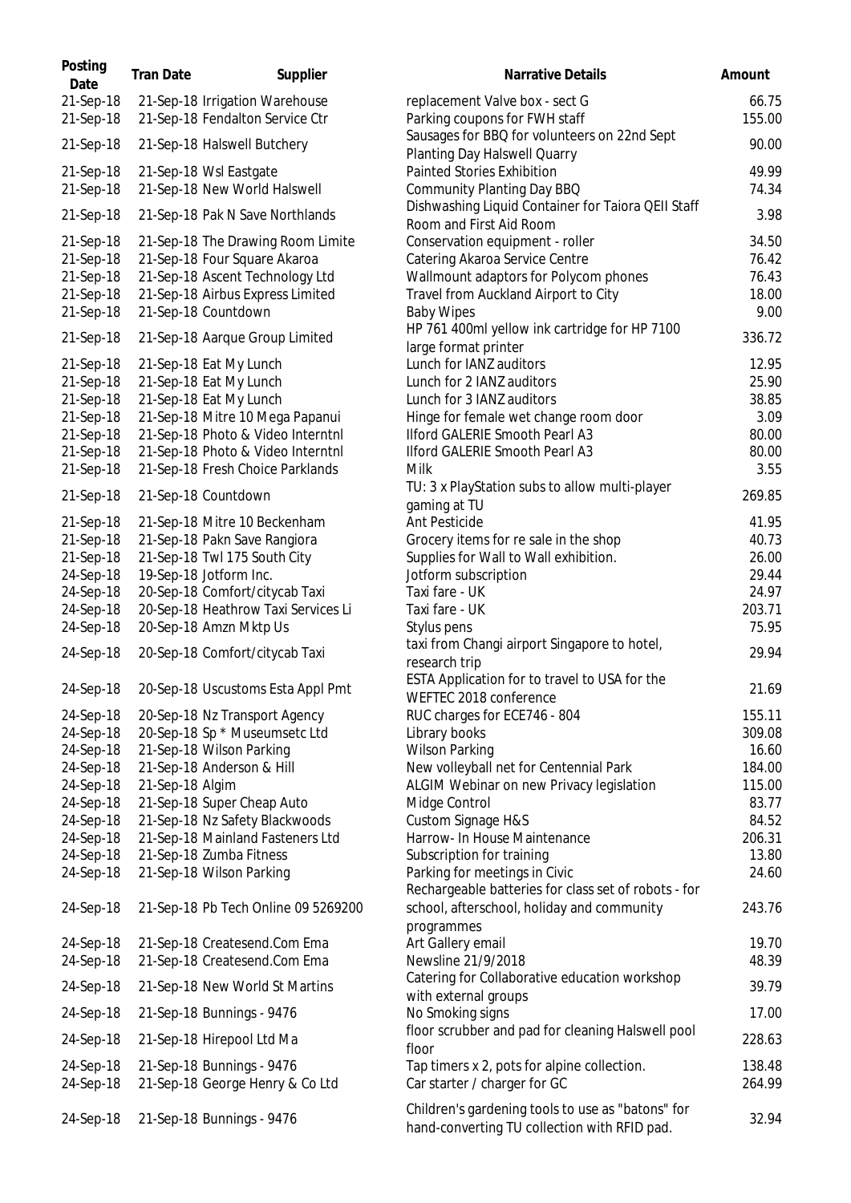| Posting Date | Tran Date | Supplier | Narrative Details | Amount |
| --- | --- | --- | --- | --- |
| 21-Sep-18 | 21-Sep-18 | Irrigation Warehouse | replacement Valve box - sect G | 66.75 |
| 21-Sep-18 | 21-Sep-18 | Fendalton Service Ctr | Parking coupons for FWH staff | 155.00 |
| 21-Sep-18 | 21-Sep-18 | Halswell Butchery | Sausages for BBQ for volunteers on 22nd Sept Planting Day Halswell Quarry | 90.00 |
| 21-Sep-18 | 21-Sep-18 | Wsl Eastgate | Painted Stories Exhibition | 49.99 |
| 21-Sep-18 | 21-Sep-18 | New World Halswell | Community Planting Day BBQ | 74.34 |
| 21-Sep-18 | 21-Sep-18 | Pak N Save Northlands | Dishwashing Liquid Container for Taiora QEII Staff Room and First Aid Room | 3.98 |
| 21-Sep-18 | 21-Sep-18 | The Drawing Room Limite | Conservation equipment - roller | 34.50 |
| 21-Sep-18 | 21-Sep-18 | Four Square Akaroa | Catering Akaroa Service Centre | 76.42 |
| 21-Sep-18 | 21-Sep-18 | Ascent Technology Ltd | Wallmount adaptors for Polycom phones | 76.43 |
| 21-Sep-18 | 21-Sep-18 | Airbus Express Limited | Travel from Auckland Airport to City | 18.00 |
| 21-Sep-18 | 21-Sep-18 | Countdown | Baby Wipes | 9.00 |
| 21-Sep-18 | 21-Sep-18 | Aarque Group Limited | HP 761 400ml yellow ink cartridge for HP 7100 large format printer | 336.72 |
| 21-Sep-18 | 21-Sep-18 | Eat My Lunch | Lunch for IANZ auditors | 12.95 |
| 21-Sep-18 | 21-Sep-18 | Eat My Lunch | Lunch for 2 IANZ auditors | 25.90 |
| 21-Sep-18 | 21-Sep-18 | Eat My Lunch | Lunch for 3 IANZ auditors | 38.85 |
| 21-Sep-18 | 21-Sep-18 | Mitre 10 Mega Papanui | Hinge for female wet change room door | 3.09 |
| 21-Sep-18 | 21-Sep-18 | Photo & Video Interntnl | Ilford GALERIE Smooth Pearl A3 | 80.00 |
| 21-Sep-18 | 21-Sep-18 | Photo & Video Interntnl | Ilford GALERIE Smooth Pearl A3 | 80.00 |
| 21-Sep-18 | 21-Sep-18 | Fresh Choice Parklands | Milk | 3.55 |
| 21-Sep-18 | 21-Sep-18 | Countdown | TU: 3 x PlayStation subs to allow multi-player gaming at TU | 269.85 |
| 21-Sep-18 | 21-Sep-18 | Mitre 10 Beckenham | Ant Pesticide | 41.95 |
| 21-Sep-18 | 21-Sep-18 | Pakn Save Rangiora | Grocery items for re sale in the shop | 40.73 |
| 21-Sep-18 | 21-Sep-18 | Twl 175 South City | Supplies for Wall to Wall exhibition. | 26.00 |
| 24-Sep-18 | 19-Sep-18 | Jotform Inc. | Jotform subscription | 29.44 |
| 24-Sep-18 | 20-Sep-18 | Comfort/citycab Taxi | Taxi fare - UK | 24.97 |
| 24-Sep-18 | 20-Sep-18 | Heathrow Taxi Services Li | Taxi fare - UK | 203.71 |
| 24-Sep-18 | 20-Sep-18 | Amzn Mktp Us | Stylus pens | 75.95 |
| 24-Sep-18 | 20-Sep-18 | Comfort/citycab Taxi | taxi from Changi airport Singapore to hotel, research trip | 29.94 |
| 24-Sep-18 | 20-Sep-18 | Uscustoms Esta Appl Pmt | ESTA Application for to travel to USA for the WEFTEC 2018 conference | 21.69 |
| 24-Sep-18 | 20-Sep-18 | Nz Transport Agency | RUC charges for ECE746 - 804 | 155.11 |
| 24-Sep-18 | 20-Sep-18 | Sp * Museumsetc Ltd | Library books | 309.08 |
| 24-Sep-18 | 21-Sep-18 | Wilson Parking | Wilson Parking | 16.60 |
| 24-Sep-18 | 21-Sep-18 | Anderson & Hill | New volleyball net for Centennial Park | 184.00 |
| 24-Sep-18 | 21-Sep-18 | Algim | ALGIM Webinar on new Privacy legislation | 115.00 |
| 24-Sep-18 | 21-Sep-18 | Super Cheap Auto | Midge Control | 83.77 |
| 24-Sep-18 | 21-Sep-18 | Nz Safety Blackwoods | Custom Signage H&S | 84.52 |
| 24-Sep-18 | 21-Sep-18 | Mainland Fasteners Ltd | Harrow- In House Maintenance | 206.31 |
| 24-Sep-18 | 21-Sep-18 | Zumba Fitness | Subscription for training | 13.80 |
| 24-Sep-18 | 21-Sep-18 | Wilson Parking | Parking for meetings in Civic | 24.60 |
| 24-Sep-18 | 21-Sep-18 | Pb Tech Online 09 5269200 | Rechargeable batteries for class set of robots - for school, afterschool, holiday and community programmes | 243.76 |
| 24-Sep-18 | 21-Sep-18 | Createsend.Com Ema | Art Gallery email | 19.70 |
| 24-Sep-18 | 21-Sep-18 | Createsend.Com Ema | Newsline 21/9/2018 | 48.39 |
| 24-Sep-18 | 21-Sep-18 | New World St Martins | Catering for Collaborative education workshop with external groups | 39.79 |
| 24-Sep-18 | 21-Sep-18 | Bunnings - 9476 | No Smoking signs | 17.00 |
| 24-Sep-18 | 21-Sep-18 | Hirepool Ltd Ma | floor scrubber and pad for cleaning Halswell pool floor | 228.63 |
| 24-Sep-18 | 21-Sep-18 | Bunnings - 9476 | Tap timers x 2, pots for alpine collection. | 138.48 |
| 24-Sep-18 | 21-Sep-18 | George Henry & Co Ltd | Car starter / charger for GC | 264.99 |
| 24-Sep-18 | 21-Sep-18 | Bunnings - 9476 | Children's gardening tools to use as "batons" for hand-converting TU collection with RFID pad. | 32.94 |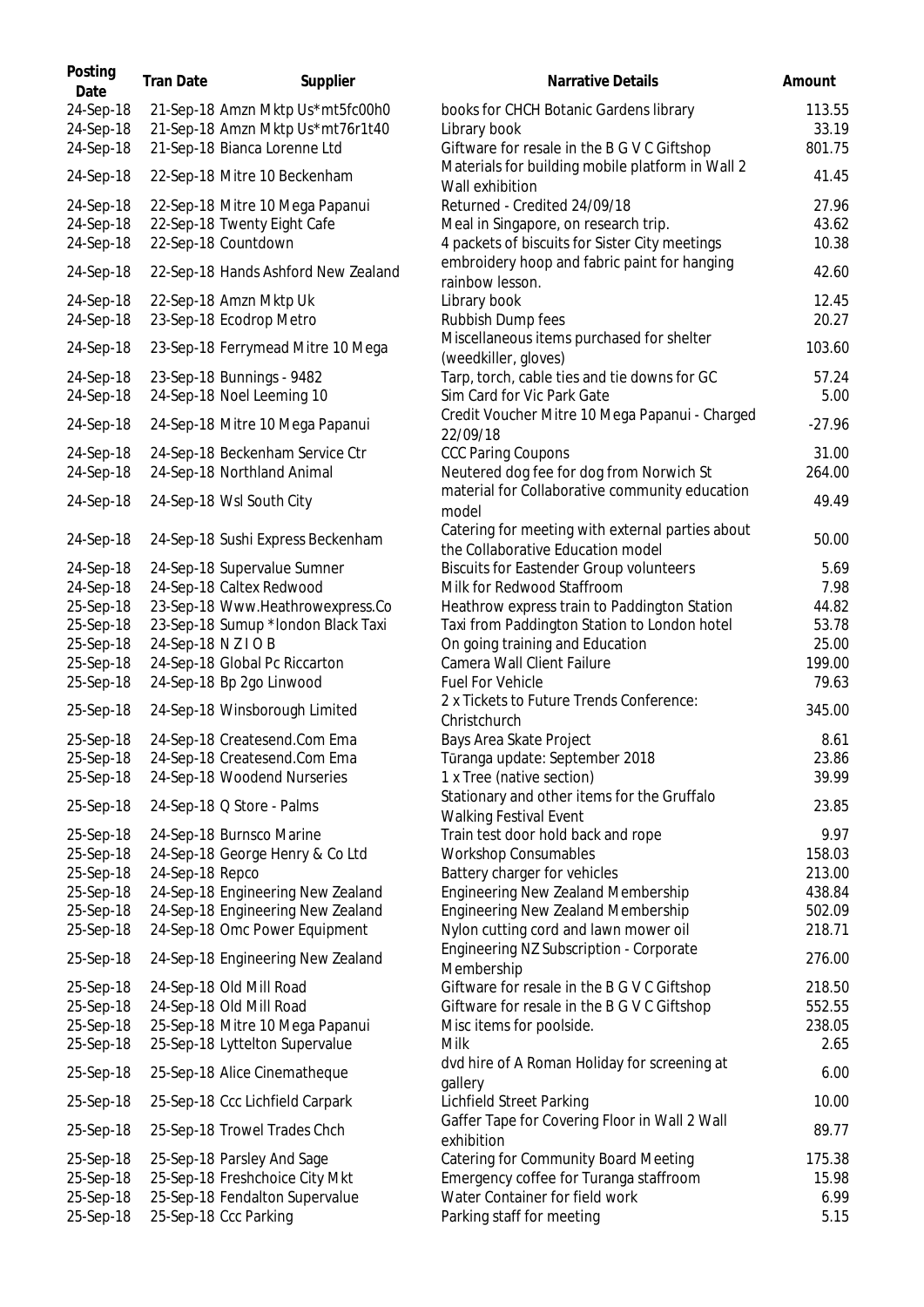| Posting Date | Tran Date | Supplier | Narrative Details | Amount |
|---|---|---|---|---|
| 24-Sep-18 | 21-Sep-18 | Amzn Mktp Us*mt5fc00h0 | books for CHCH Botanic Gardens library | 113.55 |
| 24-Sep-18 | 21-Sep-18 | Amzn Mktp Us*mt76r1t40 | Library book | 33.19 |
| 24-Sep-18 | 21-Sep-18 | Bianca Lorenne Ltd | Giftware for resale in the B G V C Giftshop | 801.75 |
| 24-Sep-18 | 22-Sep-18 | Mitre 10 Beckenham | Materials for building mobile platform in Wall 2 Wall exhibition | 41.45 |
| 24-Sep-18 | 22-Sep-18 | Mitre 10 Mega Papanui | Returned - Credited 24/09/18 | 27.96 |
| 24-Sep-18 | 22-Sep-18 | Twenty Eight Cafe | Meal in Singapore, on research trip. | 43.62 |
| 24-Sep-18 | 22-Sep-18 | Countdown | 4 packets of biscuits for Sister City meetings | 10.38 |
| 24-Sep-18 | 22-Sep-18 | Hands Ashford New Zealand | embroidery hoop and fabric paint for hanging rainbow lesson. | 42.60 |
| 24-Sep-18 | 22-Sep-18 | Amzn Mktp Uk | Library book | 12.45 |
| 24-Sep-18 | 23-Sep-18 | Ecodrop Metro | Rubbish Dump fees | 20.27 |
| 24-Sep-18 | 23-Sep-18 | Ferrymead Mitre 10 Mega | Miscellaneous items purchased for shelter (weedkiller, gloves) | 103.60 |
| 24-Sep-18 | 23-Sep-18 | Bunnings - 9482 | Tarp, torch, cable ties and tie downs for GC | 57.24 |
| 24-Sep-18 | 24-Sep-18 | Noel Leeming 10 | Sim Card for Vic Park Gate | 5.00 |
| 24-Sep-18 | 24-Sep-18 | Mitre 10 Mega Papanui | Credit Voucher Mitre 10 Mega Papanui - Charged 22/09/18 | -27.96 |
| 24-Sep-18 | 24-Sep-18 | Beckenham Service Ctr | CCC Paring Coupons | 31.00 |
| 24-Sep-18 | 24-Sep-18 | Northland Animal | Neutered dog fee for dog from Norwich St | 264.00 |
| 24-Sep-18 | 24-Sep-18 | Wsl South City | material for Collaborative community education model | 49.49 |
| 24-Sep-18 | 24-Sep-18 | Sushi Express Beckenham | Catering for meeting with external parties about the Collaborative Education model | 50.00 |
| 24-Sep-18 | 24-Sep-18 | Supervalue Sumner | Biscuits for Eastender Group volunteers | 5.69 |
| 24-Sep-18 | 24-Sep-18 | Caltex Redwood | Milk for Redwood Staffroom | 7.98 |
| 25-Sep-18 | 23-Sep-18 | Www.Heathrowexpress.Co | Heathrow express train to Paddington Station | 44.82 |
| 25-Sep-18 | 23-Sep-18 | Sumup *london Black Taxi | Taxi from Paddington Station to London hotel | 53.78 |
| 25-Sep-18 | 24-Sep-18 | N Z I O B | On going training and Education | 25.00 |
| 25-Sep-18 | 24-Sep-18 | Global Pc Riccarton | Camera Wall Client Failure | 199.00 |
| 25-Sep-18 | 24-Sep-18 | Bp 2go Linwood | Fuel For Vehicle | 79.63 |
| 25-Sep-18 | 24-Sep-18 | Winsborough Limited | 2 x Tickets to Future Trends Conference: Christchurch | 345.00 |
| 25-Sep-18 | 24-Sep-18 | Createsend.Com Ema | Bays Area Skate Project | 8.61 |
| 25-Sep-18 | 24-Sep-18 | Createsend.Com Ema | Tūranga update: September 2018 | 23.86 |
| 25-Sep-18 | 24-Sep-18 | Woodend Nurseries | 1 x Tree (native section) | 39.99 |
| 25-Sep-18 | 24-Sep-18 | Q Store - Palms | Stationary and other items for the Gruffalo Walking Festival Event | 23.85 |
| 25-Sep-18 | 24-Sep-18 | Burnsco Marine | Train test door hold back and rope | 9.97 |
| 25-Sep-18 | 24-Sep-18 | George Henry & Co Ltd | Workshop Consumables | 158.03 |
| 25-Sep-18 | 24-Sep-18 | Repco | Battery charger for vehicles | 213.00 |
| 25-Sep-18 | 24-Sep-18 | Engineering New Zealand | Engineering New Zealand Membership | 438.84 |
| 25-Sep-18 | 24-Sep-18 | Engineering New Zealand | Engineering New Zealand Membership | 502.09 |
| 25-Sep-18 | 24-Sep-18 | Omc Power Equipment | Nylon cutting cord and lawn mower oil | 218.71 |
| 25-Sep-18 | 24-Sep-18 | Engineering New Zealand | Engineering NZ Subscription - Corporate Membership | 276.00 |
| 25-Sep-18 | 24-Sep-18 | Old Mill Road | Giftware for resale in the B G V C Giftshop | 218.50 |
| 25-Sep-18 | 24-Sep-18 | Old Mill Road | Giftware for resale in the B G V C Giftshop | 552.55 |
| 25-Sep-18 | 25-Sep-18 | Mitre 10 Mega Papanui | Misc items for poolside. | 238.05 |
| 25-Sep-18 | 25-Sep-18 | Lyttelton Supervalue | Milk | 2.65 |
| 25-Sep-18 | 25-Sep-18 | Alice Cinematheque | dvd hire of A Roman Holiday for screening at gallery | 6.00 |
| 25-Sep-18 | 25-Sep-18 | Ccc Lichfield Carpark | Lichfield Street Parking | 10.00 |
| 25-Sep-18 | 25-Sep-18 | Trowel Trades Chch | Gaffer Tape for Covering Floor in Wall 2 Wall exhibition | 89.77 |
| 25-Sep-18 | 25-Sep-18 | Parsley And Sage | Catering for Community Board Meeting | 175.38 |
| 25-Sep-18 | 25-Sep-18 | Freshchoice City Mkt | Emergency coffee for Turanga staffroom | 15.98 |
| 25-Sep-18 | 25-Sep-18 | Fendalton Supervalue | Water Container for field work | 6.99 |
| 25-Sep-18 | 25-Sep-18 | Ccc Parking | Parking staff for meeting | 5.15 |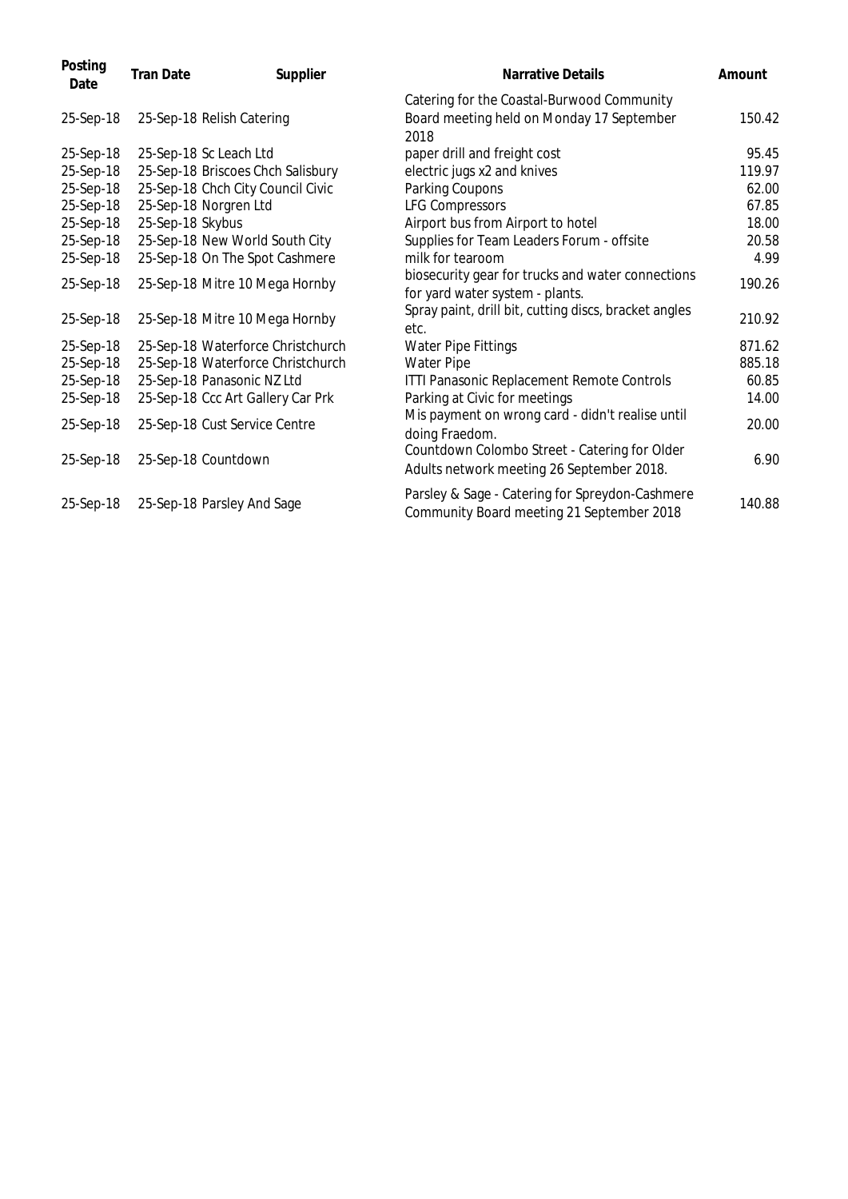| Posting Date | Tran Date | Supplier | Narrative Details | Amount |
|---|---|---|---|---|
| 25-Sep-18 | 25-Sep-18 | Relish Catering | Catering for the Coastal-Burwood Community Board meeting held on Monday 17 September 2018 | 150.42 |
| 25-Sep-18 | 25-Sep-18 | Sc Leach Ltd | paper drill and freight cost | 95.45 |
| 25-Sep-18 | 25-Sep-18 | Briscoes Chch Salisbury | electric jugs x2 and knives | 119.97 |
| 25-Sep-18 | 25-Sep-18 | Chch City Council Civic | Parking Coupons | 62.00 |
| 25-Sep-18 | 25-Sep-18 | Norgren Ltd | LFG Compressors | 67.85 |
| 25-Sep-18 | 25-Sep-18 | Skybus | Airport bus from Airport to hotel | 18.00 |
| 25-Sep-18 | 25-Sep-18 | New World South City | Supplies for Team Leaders Forum - offsite | 20.58 |
| 25-Sep-18 | 25-Sep-18 | On The Spot Cashmere | milk for tearoom | 4.99 |
| 25-Sep-18 | 25-Sep-18 | Mitre 10 Mega Hornby | biosecurity gear for trucks and water connections for yard water system - plants. | 190.26 |
| 25-Sep-18 | 25-Sep-18 | Mitre 10 Mega Hornby | Spray paint, drill bit, cutting discs, bracket angles etc. | 210.92 |
| 25-Sep-18 | 25-Sep-18 | Waterforce Christchurch | Water Pipe Fittings | 871.62 |
| 25-Sep-18 | 25-Sep-18 | Waterforce Christchurch | Water Pipe | 885.18 |
| 25-Sep-18 | 25-Sep-18 | Panasonic NZ Ltd | ITTI Panasonic Replacement Remote Controls | 60.85 |
| 25-Sep-18 | 25-Sep-18 | Ccc Art Gallery Car Prk | Parking at Civic for meetings | 14.00 |
| 25-Sep-18 | 25-Sep-18 | Cust Service Centre | Mis payment on wrong card - didn't realise until doing Fraedom. | 20.00 |
| 25-Sep-18 | 25-Sep-18 | Countdown | Countdown Colombo Street - Catering for Older Adults network meeting 26 September 2018. | 6.90 |
| 25-Sep-18 | 25-Sep-18 | Parsley And Sage | Parsley & Sage - Catering for Spreydon-Cashmere Community Board meeting 21 September 2018 | 140.88 |